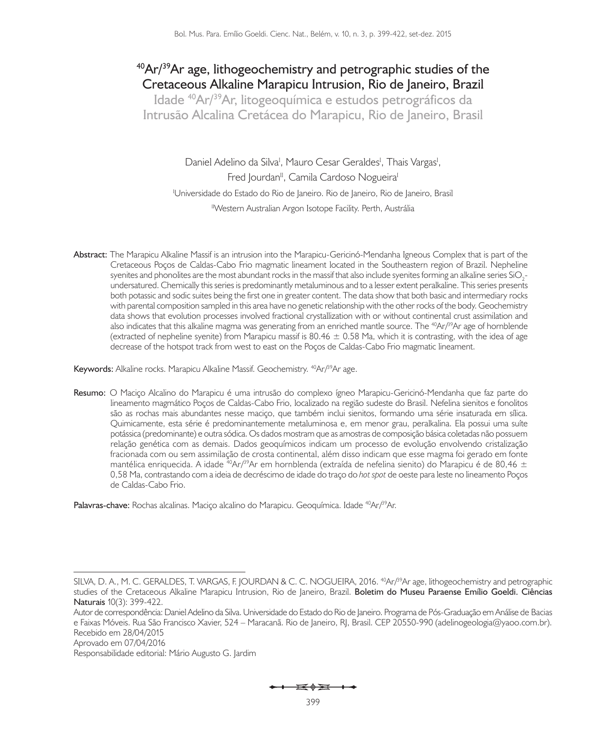# $^{40}Ar/^{39}Ar$ age, lithogeochemistry and petrographic studies of the Cretaceous Alkaline Marapicu Intrusion, Rio de Janeiro, Brazil

## Idade $^{40}Ar/^{39}Ar$, litogeoquímica e estudos petrográficos da Intrusão Alcalina Cretácea do Marapicu, Rio de Janeiro, Brasil

Daniel Adelino da Silva[I], Mauro Cesar Geraldes[I], Thais Vargas[I], Fred Jourdan[II], Camila Cardoso Nogueira[I]

[I]Universidade do Estado do Rio de Janeiro. Rio de Janeiro, Rio de Janeiro, Brasil

[II]Western Australian Argon Isotope Facility. Perth, Austrália

**Abstract:** The Marapicu Alkaline Massif is an intrusion into the Marapicu-Gericinó-Mendanha Igneous Complex that is part of the Cretaceous Poços de Caldas-Cabo Frio magmatic lineament located in the Southeastern region of Brazil. Nepheline syenites and phonolites are the most abundant rocks in the massif that also include syenites forming an alkaline series $SiO_2$-undersatured. Chemically this series is predominantly metaluminous and to a lesser extent peralkaline. This series presents both potassic and sodic suites being the first one in greater content. The data show that both basic and intermediary rocks with parental composition sampled in this area have no genetic relationship with the other rocks of the body. Geochemistry data shows that evolution processes involved fractional crystallization with or without continental crust assimilation and also indicates that this alkaline magma was generating from an enriched mantle source. The $^{40}Ar/^{39}Ar$ age of hornblende (extracted of nepheline syenite) from Marapicu massif is $80.46 \pm 0.58$ Ma, which it is contrasting, with the idea of age decrease of the hotspot track from west to east on the Poços de Caldas-Cabo Frio magmatic lineament.

**Keywords:** Alkaline rocks. Marapicu Alkaline Massif. Geochemistry. $^{40}Ar/^{39}Ar$ age.

**Resumo:** O Maciço Alcalino do Marapicu é uma intrusão do complexo ígneo Marapicu-Gericinó-Mendanha que faz parte do lineamento magmático Poços de Caldas-Cabo Frio, localizado na região sudeste do Brasil. Nefelina sienitos e fonolitos são as rochas mais abundantes nesse maciço, que também inclui sienitos, formando uma série insaturada em sílica. Quimicamente, esta série é predominantemente metaluminosa e, em menor grau, peralkalina. Ela possui uma suíte potássica (predominante) e outra sódica. Os dados mostram que as amostras de composição básica coletadas não possuem relação genética com as demais. Dados geoquímicos indicam um processo de evolução envolvendo cristalização fracionada com ou sem assimilação de crosta continental, além disso indicam que esse magma foi gerado em fonte mantélica enriquecida. A idade $^{40}Ar/^{39}Ar$ em hornblenda (extraída de nefelina sienito) do Marapicu é de $80,46 \pm 0,58$ Ma, contrastando com a ideia de decréscimo de idade do traço do *hot spot* de oeste para leste no lineamento Poços de Caldas-Cabo Frio.

**Palavras-chave:** Rochas alcalinas. Maciço alcalino do Marapicu. Geoquímica. Idade $^{40}Ar/^{39}Ar$.

---

SILVA, D. A., M. C. GERALDES, T. VARGAS, F. JOURDAN & C. C. NOGUEIRA, 2016. $^{40}Ar/^{39}Ar$ age, lithogeochemistry and petrographic studies of the Cretaceous Alkaline Marapicu Intrusion, Rio de Janeiro, Brazil. **Boletim do Museu Paraense Emílio Goeldi. Ciências Naturais** 10(3): 399-422.

Autor de correspondência: Daniel Adelino da Silva. Universidade do Estado do Rio de Janeiro. Programa de Pós-Graduação em Análise de Bacias e Faixas Móveis. Rua São Francisco Xavier, 524 – Maracanã. Rio de Janeiro, RJ, Brasil. CEP 20550-990 (adelinogeologia@yaoo.com.br).

Recebido em 28/04/2015

Aprovado em 07/04/2016

Responsabilidade editorial: Mário Augusto G. Jardim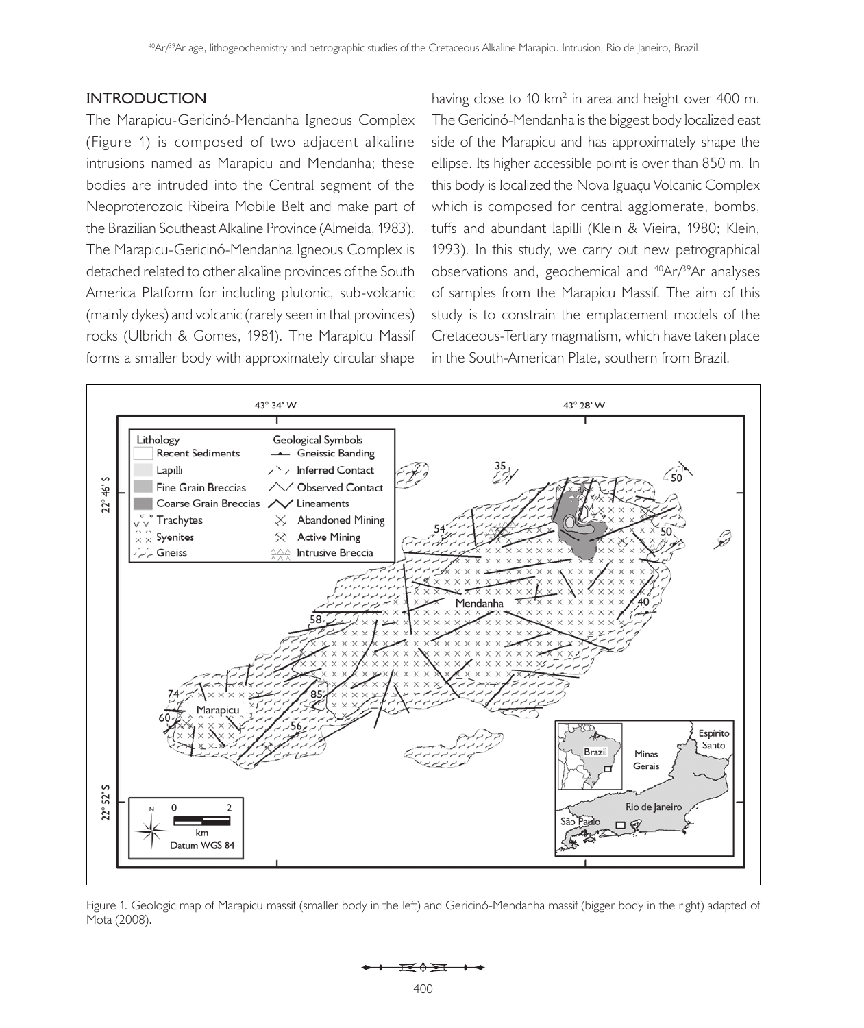## INTRODUCTION

The Marapicu-Gericinó-Mendanha Igneous Complex (Figure 1) is composed of two adjacent alkaline intrusions named as Marapicu and Mendanha; these bodies are intruded into the Central segment of the Neoproterozoic Ribeira Mobile Belt and make part of the Brazilian Southeast Alkaline Province (Almeida, 1983). The Marapicu-Gericinó-Mendanha Igneous Complex is detached related to other alkaline provinces of the South America Platform for including plutonic, sub-volcanic (mainly dykes) and volcanic (rarely seen in that provinces) rocks (Ulbrich & Gomes, 1981). The Marapicu Massif forms a smaller body with approximately circular shape having close to 10 km$^2$ in area and height over 400 m. The Gericinó-Mendanha is the biggest body localized east side of the Marapicu and has approximately shape the ellipse. Its higher accessible point is over than 850 m. In this body is localized the Nova Iguaçu Volcanic Complex which is composed for central agglomerate, bombs, tuffs and abundant lapilli (Klein & Vieira, 1980; Klein, 1993). In this study, we carry out new petrographical observations and, geochemical and $^{40}Ar/^{39}Ar$ analyses of samples from the Marapicu Massif. The aim of this study is to constrain the emplacement models of the Cretaceous-Tertiary magmatism, which have taken place in the South-American Plate, southern from Brazil.

Figure 1. Geologic map of Marapicu massif (smaller body in the left) and Gericinó-Mendanha massif (bigger body in the right) adapted of Mota (2008).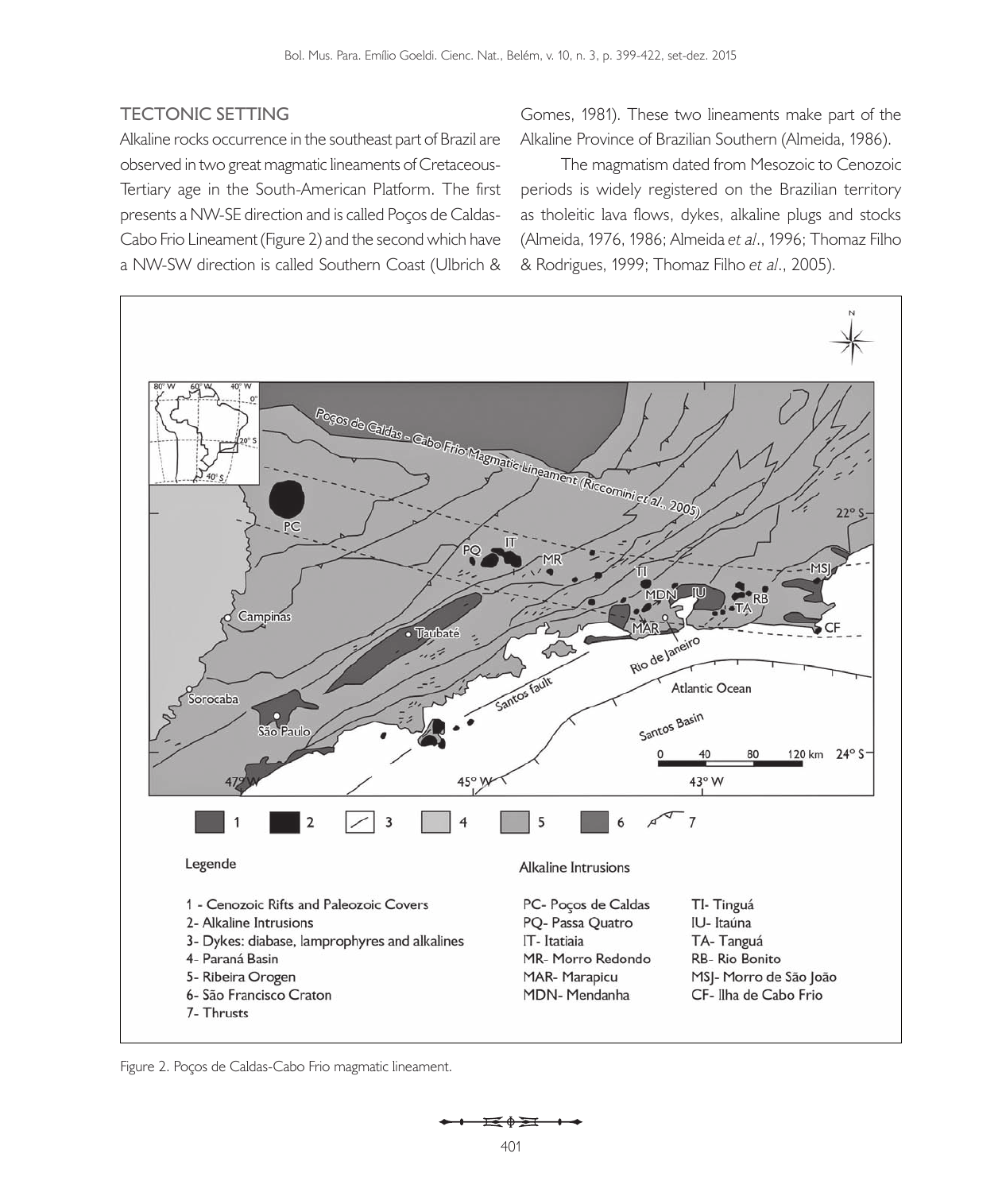## TECTONIC SETTING

Alkaline rocks occurrence in the southeast part of Brazil are observed in two great magmatic lineaments of Cretaceous-Tertiary age in the South-American Platform. The first presents a NW-SE direction and is called Poços de Caldas-Cabo Frio Lineament (Figure 2) and the second which have a NW-SW direction is called Southern Coast (Ulbrich & Gomes, 1981). These two lineaments make part of the Alkaline Province of Brazilian Southern (Almeida, 1986).

The magmatism dated from Mesozoic to Cenozoic periods is widely registered on the Brazilian territory as tholeitic lava flows, dykes, alkaline plugs and stocks (Almeida, 1976, 1986; Almeida *et al*., 1996; Thomaz Filho & Rodrigues, 1999; Thomaz Filho *et al*., 2005).

Figure 2. Poços de Caldas-Cabo Frio magmatic lineament.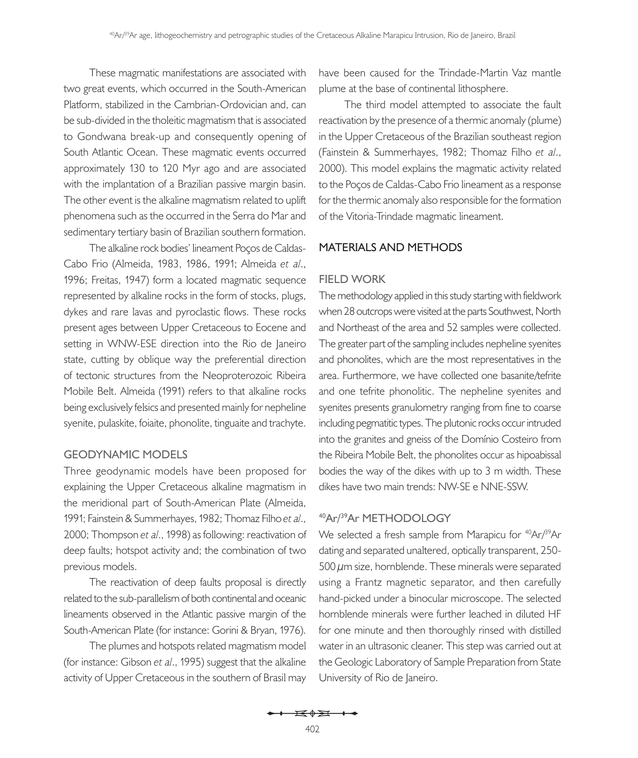These magmatic manifestations are associated with two great events, which occurred in the South-American Platform, stabilized in the Cambrian-Ordovician and, can be sub-divided in the tholeitic magmatism that is associated to Gondwana break-up and consequently opening of South Atlantic Ocean. These magmatic events occurred approximately 130 to 120 Myr ago and are associated with the implantation of a Brazilian passive margin basin. The other event is the alkaline magmatism related to uplift phenomena such as the occurred in the Serra do Mar and sedimentary tertiary basin of Brazilian southern formation.

The alkaline rock bodies' lineament Poços de Caldas-Cabo Frio (Almeida, 1983, 1986, 1991; Almeida *et al*., 1996; Freitas, 1947) form a located magmatic sequence represented by alkaline rocks in the form of stocks, plugs, dykes and rare lavas and pyroclastic flows. These rocks present ages between Upper Cretaceous to Eocene and setting in WNW-ESE direction into the Rio de Janeiro state, cutting by oblique way the preferential direction of tectonic structures from the Neoproterozoic Ribeira Mobile Belt. Almeida (1991) refers to that alkaline rocks being exclusively felsics and presented mainly for nepheline syenite, pulaskite, foiaite, phonolite, tinguaite and trachyte.

## GEODYNAMIC MODELS

Three geodynamic models have been proposed for explaining the Upper Cretaceous alkaline magmatism in the meridional part of South-American Plate (Almeida, 1991; Fainstein & Summerhayes, 1982; Thomaz Filho *et al*., 2000; Thompson *et al*., 1998) as following: reactivation of deep faults; hotspot activity and; the combination of two previous models.

The reactivation of deep faults proposal is directly related to the sub-parallelism of both continental and oceanic lineaments observed in the Atlantic passive margin of the South-American Plate (for instance: Gorini & Bryan, 1976).

The plumes and hotspots related magmatism model (for instance: Gibson *et al*., 1995) suggest that the alkaline activity of Upper Cretaceous in the southern of Brasil may have been caused for the Trindade-Martin Vaz mantle plume at the base of continental lithosphere.

The third model attempted to associate the fault reactivation by the presence of a thermic anomaly (plume) in the Upper Cretaceous of the Brazilian southeast region (Fainstein & Summerhayes, 1982; Thomaz Filho *et al*., 2000). This model explains the magmatic activity related to the Poços de Caldas-Cabo Frio lineament as a response for the thermic anomaly also responsible for the formation of the Vitoria-Trindade magmatic lineament.

## MATERIALS AND METHODS

### FIELD WORK

The methodology applied in this study starting with fieldwork when 28 outcrops were visited at the parts Southwest, North and Northeast of the area and 52 samples were collected. The greater part of the sampling includes nepheline syenites and phonolites, which are the most representatives in the area. Furthermore, we have collected one basanite/tefrite and one tefrite phonolitic. The nepheline syenites and syenites presents granulometry ranging from fine to coarse including pegmatitic types. The plutonic rocks occur intruded into the granites and gneiss of the Domínio Costeiro from the Ribeira Mobile Belt, the phonolites occur as hipoabissal bodies the way of the dikes with up to 3 m width. These dikes have two main trends: NW-SE e NNE-SSW.

### $^{40}Ar/^{39}Ar$ METHODOLOGY

We selected a fresh sample from Marapicu for $^{40}Ar/^{39}Ar$ dating and separated unaltered, optically transparent, 250-500 $\mu$m size, hornblende. These minerals were separated using a Frantz magnetic separator, and then carefully hand-picked under a binocular microscope. The selected hornblende minerals were further leached in diluted HF for one minute and then thoroughly rinsed with distilled water in an ultrasonic cleaner. This step was carried out at the Geologic Laboratory of Sample Preparation from State University of Rio de Janeiro.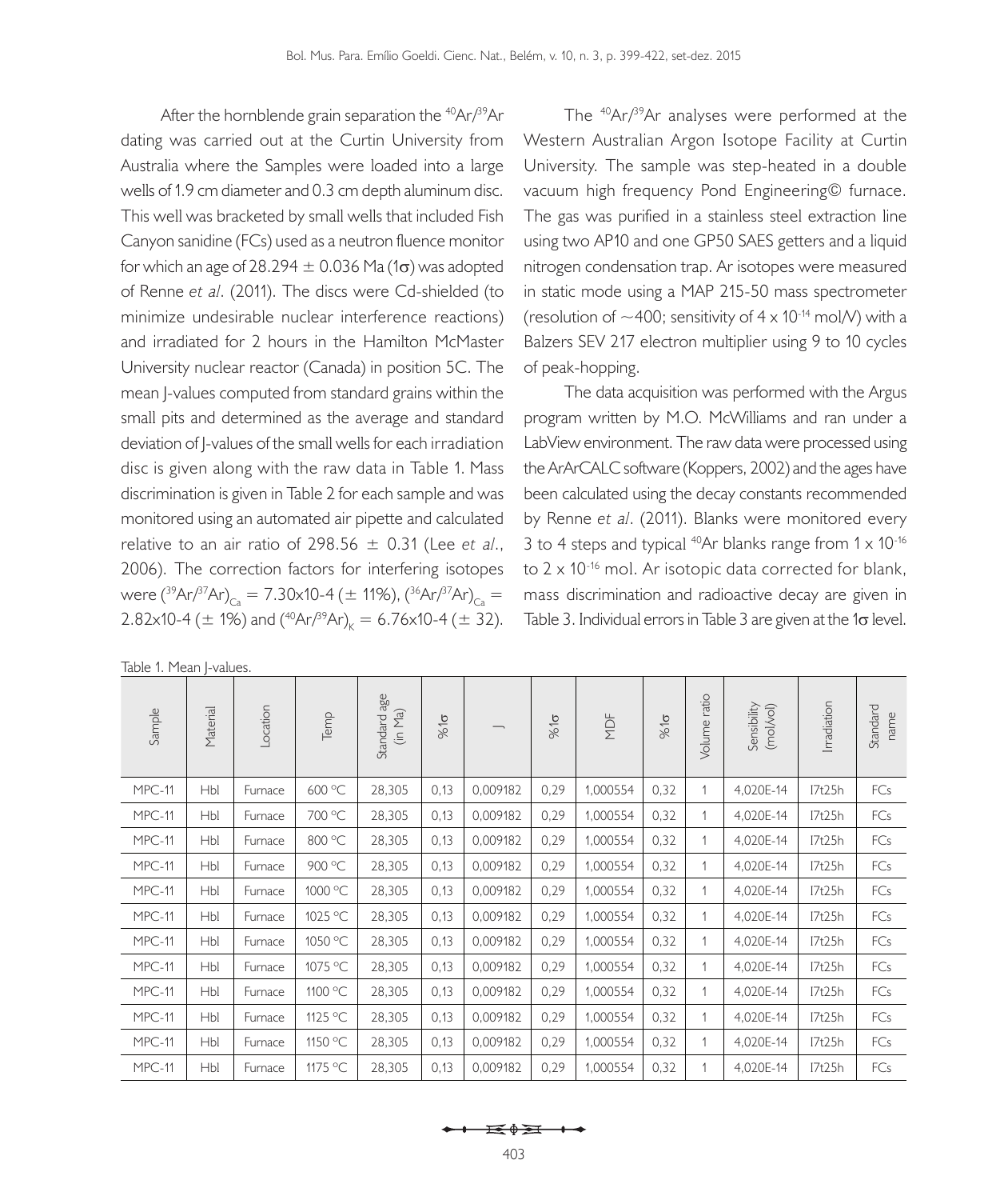After the hornblende grain separation the $^{40}Ar/^{39}Ar$ dating was carried out at the Curtin University from Australia where the Samples were loaded into a large wells of 1.9 cm diameter and 0.3 cm depth aluminum disc. This well was bracketed by small wells that included Fish Canyon sanidine (FCs) used as a neutron fluence monitor for which an age of 28.294 ± 0.036 Ma (1σ) was adopted of Renne *et al*. (2011). The discs were Cd-shielded (to minimize undesirable nuclear interference reactions) and irradiated for 2 hours in the Hamilton McMaster University nuclear reactor (Canada) in position 5C. The mean J-values computed from standard grains within the small pits and determined as the average and standard deviation of J-values of the small wells for each irradiation disc is given along with the raw data in Table 1. Mass discrimination is given in Table 2 for each sample and was monitored using an automated air pipette and calculated relative to an air ratio of 298.56 ± 0.31 (Lee *et al*., 2006). The correction factors for interfering isotopes were $(^{39}Ar/^{37}Ar)_{Ca}$ = 7.30x10-4 (± 11%), $(^{36}Ar/^{37}Ar)_{Ca}$ = 2.82x10-4 (± 1%) and $(^{40}Ar/^{39}Ar)_{K}$ = 6.76x10-4 (± 32).

The $^{40}Ar/^{39}Ar$ analyses were performed at the Western Australian Argon Isotope Facility at Curtin University. The sample was step-heated in a double vacuum high frequency Pond Engineering© furnace. The gas was purified in a stainless steel extraction line using two AP10 and one GP50 SAES getters and a liquid nitrogen condensation trap. Ar isotopes were measured in static mode using a MAP 215-50 mass spectrometer (resolution of ~400; sensitivity of 4 x $10^{-14}$ mol/V) with a Balzers SEV 217 electron multiplier using 9 to 10 cycles of peak-hopping.

The data acquisition was performed with the Argus program written by M.O. McWilliams and ran under a LabView environment. The raw data were processed using the ArArCALC software (Koppers, 2002) and the ages have been calculated using the decay constants recommended by Renne *et al*. (2011). Blanks were monitored every 3 to 4 steps and typical $^{40}Ar$ blanks range from 1 x $10^{-16}$ to 2 x $10^{-16}$ mol. Ar isotopic data corrected for blank, mass discrimination and radioactive decay are given in Table 3. Individual errors in Table 3 are given at the 1σ level.

Table 1. Mean J-values.

| Sample | Material | Location | Temp | Standard age (in Ma) | %1σ | J | %1σ | MDF | %1σ | Volume ratio | Sensibility (mol/vol) | Irradiation | Standard name |
|---|---|---|---|---|---|---|---|---|---|---|---|---|---|
| MPC-11 | Hbl | Furnace | 600 °C | 28,305 | 0,13 | 0,009182 | 0,29 | 1,000554 | 0,32 | 1 | 4,020E-14 | I7t25h | FCs |
| MPC-11 | Hbl | Furnace | 700 °C | 28,305 | 0,13 | 0,009182 | 0,29 | 1,000554 | 0,32 | 1 | 4,020E-14 | I7t25h | FCs |
| MPC-11 | Hbl | Furnace | 800 °C | 28,305 | 0,13 | 0,009182 | 0,29 | 1,000554 | 0,32 | 1 | 4,020E-14 | I7t25h | FCs |
| MPC-11 | Hbl | Furnace | 900 °C | 28,305 | 0,13 | 0,009182 | 0,29 | 1,000554 | 0,32 | 1 | 4,020E-14 | I7t25h | FCs |
| MPC-11 | Hbl | Furnace | 1000 °C | 28,305 | 0,13 | 0,009182 | 0,29 | 1,000554 | 0,32 | 1 | 4,020E-14 | I7t25h | FCs |
| MPC-11 | Hbl | Furnace | 1025 °C | 28,305 | 0,13 | 0,009182 | 0,29 | 1,000554 | 0,32 | 1 | 4,020E-14 | I7t25h | FCs |
| MPC-11 | Hbl | Furnace | 1050 °C | 28,305 | 0,13 | 0,009182 | 0,29 | 1,000554 | 0,32 | 1 | 4,020E-14 | I7t25h | FCs |
| MPC-11 | Hbl | Furnace | 1075 °C | 28,305 | 0,13 | 0,009182 | 0,29 | 1,000554 | 0,32 | 1 | 4,020E-14 | I7t25h | FCs |
| MPC-11 | Hbl | Furnace | 1100 °C | 28,305 | 0,13 | 0,009182 | 0,29 | 1,000554 | 0,32 | 1 | 4,020E-14 | I7t25h | FCs |
| MPC-11 | Hbl | Furnace | 1125 °C | 28,305 | 0,13 | 0,009182 | 0,29 | 1,000554 | 0,32 | 1 | 4,020E-14 | I7t25h | FCs |
| MPC-11 | Hbl | Furnace | 1150 °C | 28,305 | 0,13 | 0,009182 | 0,29 | 1,000554 | 0,32 | 1 | 4,020E-14 | I7t25h | FCs |
| MPC-11 | Hbl | Furnace | 1175 °C | 28,305 | 0,13 | 0,009182 | 0,29 | 1,000554 | 0,32 | 1 | 4,020E-14 | I7t25h | FCs |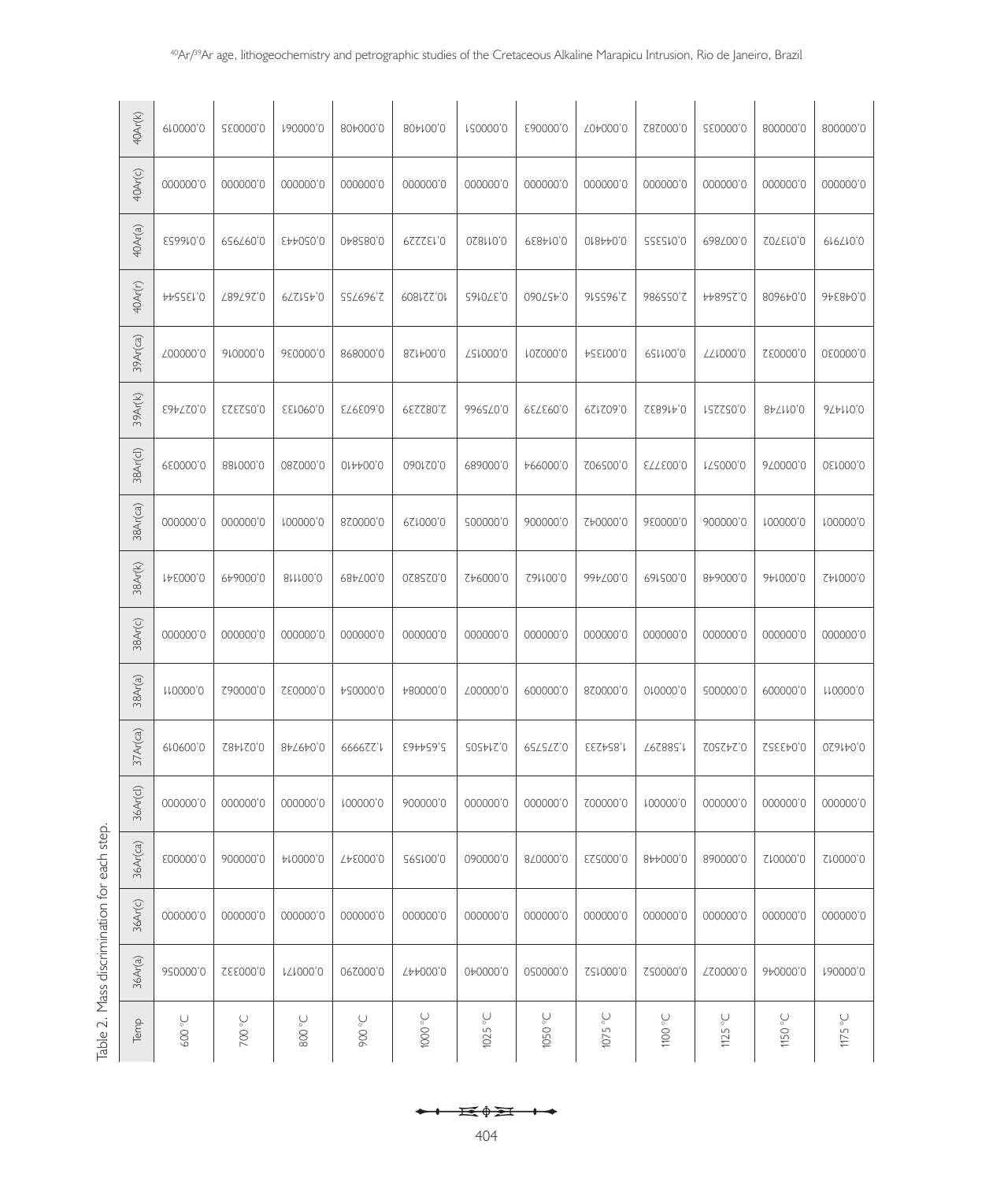Table 2. Mass discrimination for each step.

| Temp | 36Ar(a) | 36Ar(c) | 36Ar(ca) | 36Ar(cl) | 37Ar(ca) | 38Ar(a) | 38Ar(c) | 38Ar(k) | 38Ar(ca) | 38Ar(cl) | 39Ar(k) | 39Ar(ca) | 40Ar(r) | 40Ar(a) | 40Ar(c) | 40Ar(k) |
|---|---|---|---|---|---|---|---|---|---|---|---|---|---|---|---|---|
| 600 °C | 0.000056 | 0.000000 | 0.000003 | 0.000000 | 0.009019 | 0.000011 | 0.000000 | 0.000341 | 0.000000 | 0.000039 | 0.027463 | 0.000007 | 0.135544 | 0.016653 | 0.000000 | 0.000019 |
| 700 °C | 0.000332 | 0.000000 | 0.000006 | 0.000000 | 0.021482 | 0.000062 | 0.000000 | 0.000649 | 0.000000 | 0.000188 | 0.052323 | 0.000016 | 0.267687 | 0.097959 | 0.000000 | 0.000035 |
| 800 °C | 0.000171 | 0.000000 | 0.000014 | 0.000000 | 0.049748 | 0.000032 | 0.000000 | 0.001118 | 0.000001 | 0.000280 | 0.090133 | 0.000036 | 0.451279 | 0.050443 | 0.000000 | 0.000061 |
| 900 °C | 0.000290 | 0.000000 | 0.000347 | 0.000001 | 1.229999 | 0.000054 | 0.000000 | 0.007489 | 0.000028 | 0.004410 | 0.603973 | 0.000898 | 2.969755 | 0.085840 | 0.000000 | 0.000408 |
| 1000 °C | 0.000447 | 0.000000 | 0.001595 | 0.000006 | 5.654463 | 0.000084 | 0.000000 | 0.025820 | 0.000129 | 0.021060 | 2.082239 | 0.004128 | 10.221809 | 0.132229 | 0.000000 | 0.001408 |
| 1025 °C | 0.000040 | 0.000000 | 0.000060 | 0.000000 | 0.214505 | 0.000007 | 0.000000 | 0.000942 | 0.000005 | 0.000689 | 0.075966 | 0.000157 | 0.370165 | 0.011820 | 0.000000 | 0.000051 |
| 1050 °C | 0.000050 | 0.000000 | 0.000078 | 0.000000 | 0.275759 | 0.000009 | 0.000000 | 0.001162 | 0.000006 | 0.000994 | 0.093739 | 0.000201 | 0.457060 | 0.014839 | 0.000000 | 0.000063 |
| 1075 °C | 0.000152 | 0.000000 | 0.000523 | 0.000002 | 1.854233 | 0.000028 | 0.000000 | 0.007466 | 0.000042 | 0.005902 | 0.602129 | 0.001354 | 2.965516 | 0.044810 | 0.000000 | 0.000407 |
| 1100 °C | 0.000052 | 0.000000 | 0.000448 | 0.000001 | 1.588297 | 0.000010 | 0.000000 | 0.005169 | 0.000036 | 0.003773 | 0.416832 | 0.001159 | 2.055986 | 0.015355 | 0.000000 | 0.000282 |
| 1125 °C | 0.000027 | 0.000000 | 0.000068 | 0.000000 | 0.242502 | 0.000005 | 0.000000 | 0.000648 | 0.000006 | 0.000571 | 0.052251 | 0.000177 | 0.256844 | 0.007869 | 0.000000 | 0.000035 |
| 1150 °C | 0.000046 | 0.000000 | 0.000012 | 0.000000 | 0.043352 | 0.000009 | 0.000000 | 0.000146 | 0.000001 | 0.000076 | 0.011748 | 0.000032 | 0.049608 | 0.013702 | 0.000000 | 0.000008 |
| 1175 °C | 0.000061 | 0.000000 | 0.000012 | 0.000000 | 0.041620 | 0.000011 | 0.000000 | 0.000142 | 0.000001 | 0.000130 | 0.011476 | 0.000030 | 0.048346 | 0.017919 | 0.000000 | 0.000008 |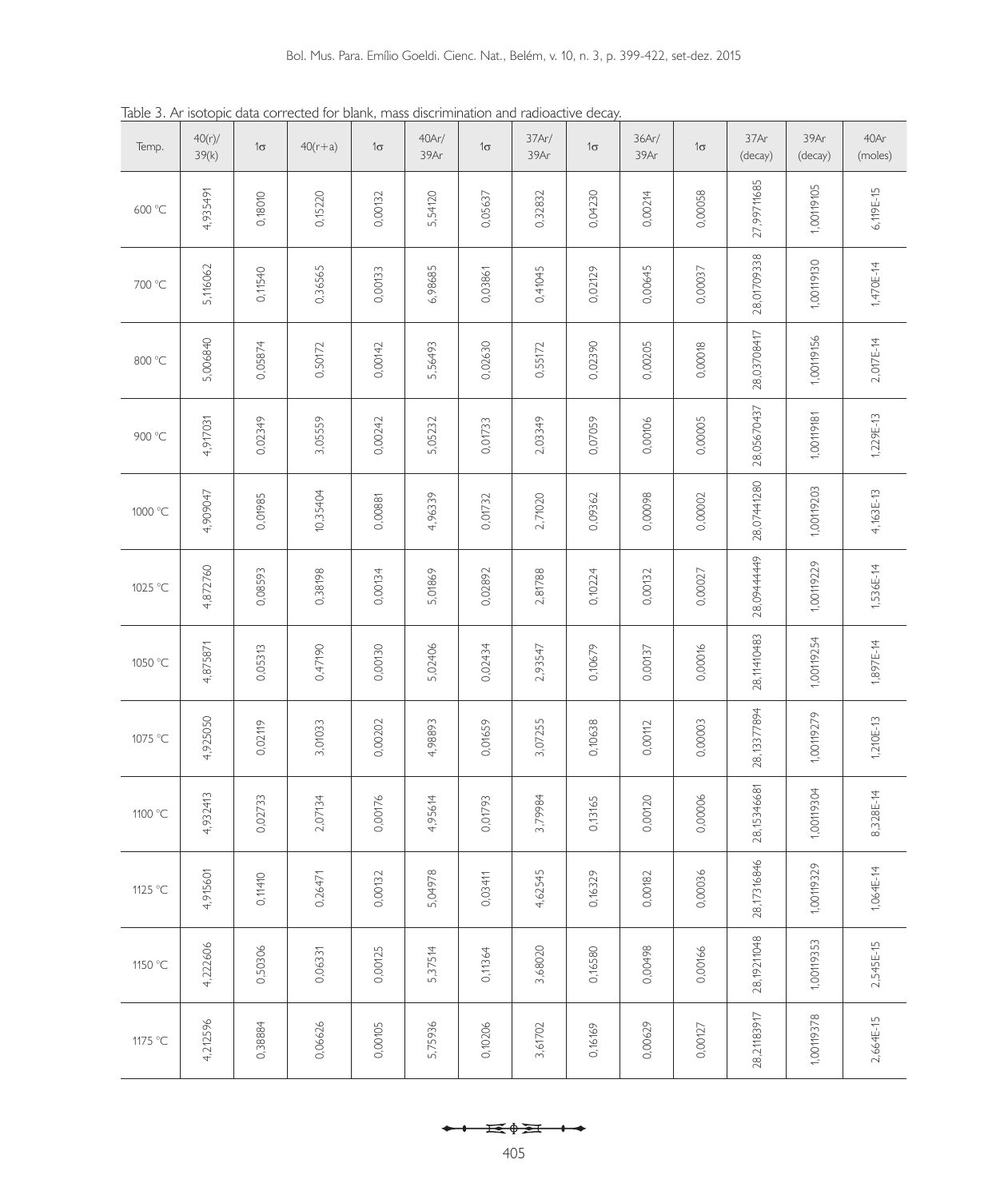Table 3. Ar isotopic data corrected for blank, mass discrimination and radioactive decay.

| Temp. | 40(r)/ 39(k) | 1σ | 40(r+a) | 1σ | 40Ar/ 39Ar | 1σ | 37Ar/ 39Ar | 1σ | 36Ar/ 39Ar | 1σ | 37Ar (decay) | 39Ar (decay) | 40Ar (moles) |
|---|---|---|---|---|---|---|---|---|---|---|---|---|---|
| 600 °C | 4,935491 | 0,18010 | 0,15220 | 0,00132 | 5,54120 | 0,05637 | 0,32832 | 0,04230 | 0,00214 | 0,00058 | 27,99711685 | 1,0019105 | 6,119E-15 |
| 700 °C | 5,116062 | 0,11540 | 0,36565 | 0,00133 | 6,98685 | 0,03861 | 0,41045 | 0,02129 | 0,00645 | 0,00037 | 28,01709338 | 1,00119130 | 1,470E-14 |
| 800 °C | 5,006840 | 0,05874 | 0,50172 | 0,00142 | 5,56493 | 0,02630 | 0,55172 | 0,02390 | 0,00205 | 0,00018 | 28,03708417 | 1,00119156 | 2,017E-14 |
| 900 °C | 4,917031 | 0,02349 | 3,05559 | 0,00242 | 5,05232 | 0,01733 | 2,03349 | 0,07059 | 0,00106 | 0,00005 | 28,05670437 | 1,0019181 | 1,229E-13 |
| 1000 °C | 4,909047 | 0,01985 | 10,35404 | 0,00881 | 4,96339 | 0,01732 | 2,71020 | 0,09362 | 0,00098 | 0,00002 | 28,07441280 | 1,0019203 | 4,163E-13 |
| 1025 °C | 4,872760 | 0,08593 | 0,38198 | 0,00134 | 5,01869 | 0,02892 | 2,81788 | 0,10224 | 0,00132 | 0,00027 | 28,09444449 | 1,00119229 | 1,536E-14 |
| 1050 °C | 4,875871 | 0,05313 | 0,47190 | 0,00130 | 5,02406 | 0,02434 | 2,93547 | 0,10679 | 0,00137 | 0,00016 | 28,11410483 | 1,00119254 | 1,897E-14 |
| 1075 °C | 4,925050 | 0,02119 | 3,01033 | 0,00202 | 4,98893 | 0,01659 | 3,07255 | 0,10638 | 0,00112 | 0,00003 | 28,13377894 | 1,00119279 | 1,210E-13 |
| 1100 °C | 4,932413 | 0,02733 | 2,07134 | 0,00176 | 4,95614 | 0,01793 | 3,79984 | 0,13165 | 0,00120 | 0,00006 | 28,15346681 | 1,0019304 | 8,328E-14 |
| 1125 °C | 4,915601 | 0,11410 | 0,26471 | 0,00132 | 5,04978 | 0,03411 | 4,62545 | 0,16329 | 0,00182 | 0,00036 | 28,17316846 | 1,00119329 | 1,064E-14 |
| 1150 °C | 4,222606 | 0,50306 | 0,06331 | 0,00125 | 5,37514 | 0,11364 | 3,68020 | 0,16580 | 0,00498 | 0,00166 | 28,19211048 | 1,00119353 | 2,545E-15 |
| 1175 °C | 4,212596 | 0,38884 | 0,06626 | 0,00105 | 5,75936 | 0,10206 | 3,61702 | 0,16169 | 0,00629 | 0,00127 | 28,21183917 | 1,00119378 | 2,664E-15 |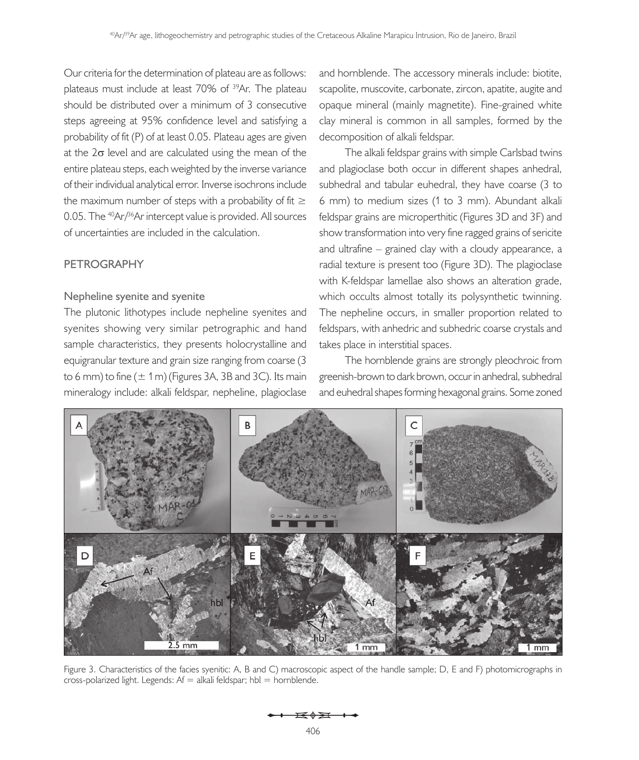Our criteria for the determination of plateau are as follows: plateaus must include at least 70% of $^{39}Ar$. The plateau should be distributed over a minimum of 3 consecutive steps agreeing at 95% confidence level and satisfying a probability of fit (P) of at least 0.05. Plateau ages are given at the $2\sigma$ level and are calculated using the mean of the entire plateau steps, each weighted by the inverse variance of their individual analytical error. Inverse isochrons include the maximum number of steps with a probability of fit $\geq$ 0.05. The $^{40}Ar/^{36}Ar$ intercept value is provided. All sources of uncertainties are included in the calculation.

## PETROGRAPHY

### Nepheline syenite and syenite

The plutonic lithotypes include nepheline syenites and syenites showing very similar petrographic and hand sample characteristics, they presents holocrystalline and equigranular texture and grain size ranging from coarse (3 to 6 mm) to fine ($\pm$ 1 m) (Figures 3A, 3B and 3C). Its main mineralogy include: alkali feldspar, nepheline, plagioclase and hornblende. The accessory minerals include: biotite, scapolite, muscovite, carbonate, zircon, apatite, augite and opaque mineral (mainly magnetite). Fine-grained white clay mineral is common in all samples, formed by the decomposition of alkali feldspar.

The alkali feldspar grains with simple Carlsbad twins and plagioclase both occur in different shapes anhedral, subhedral and tabular euhedral, they have coarse (3 to 6 mm) to medium sizes (1 to 3 mm). Abundant alkali feldspar grains are microperthitic (Figures 3D and 3F) and show transformation into very fine ragged grains of sericite and ultrafine – grained clay with a cloudy appearance, a radial texture is present too (Figure 3D). The plagioclase with K-feldspar lamellae also shows an alteration grade, which occults almost totally its polysynthetic twinning. The nepheline occurs, in smaller proportion related to feldspars, with anhedric and subhedric coarse crystals and takes place in interstitial spaces.

The hornblende grains are strongly pleochroic from greenish-brown to dark brown, occur in anhedral, subhedral and euhedral shapes forming hexagonal grains. Some zoned

Figure 3. Characteristics of the facies syenitic: A, B and C) macroscopic aspect of the handle sample; D, E and F) photomicrographs in cross-polarized light. Legends: Af = alkali feldspar; hbl = hornblende.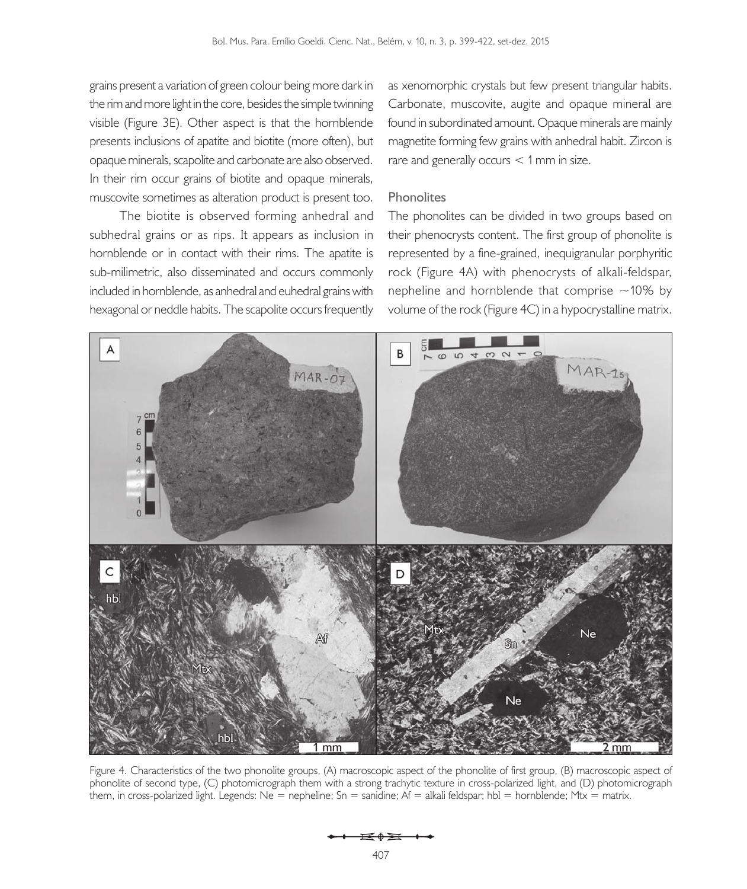grains present a variation of green colour being more dark in the rim and more light in the core, besides the simple twinning visible (Figure 3E). Other aspect is that the hornblende presents inclusions of apatite and biotite (more often), but opaque minerals, scapolite and carbonate are also observed. In their rim occur grains of biotite and opaque minerals, muscovite sometimes as alteration product is present too.

The biotite is observed forming anhedral and subhedral grains or as rips. It appears as inclusion in hornblende or in contact with their rims. The apatite is sub-milimetric, also disseminated and occurs commonly included in hornblende, as anhedral and euhedral grains with hexagonal or neddle habits. The scapolite occurs frequently as xenomorphic crystals but few present triangular habits. Carbonate, muscovite, augite and opaque mineral are found in subordinated amount. Opaque minerals are mainly magnetite forming few grains with anhedral habit. Zircon is rare and generally occurs < 1 mm in size.

### Phonolites

The phonolites can be divided in two groups based on their phenocrysts content. The first group of phonolite is represented by a fine-grained, inequigranular porphyritic rock (Figure 4A) with phenocrysts of alkali-feldspar, nepheline and hornblende that comprise ~10% by volume of the rock (Figure 4C) in a hypocrystalline matrix.

Figure 4. Characteristics of the two phonolite groups, (A) macroscopic aspect of the phonolite of first group, (B) macroscopic aspect of phonolite of second type, (C) photomicrograph them with a strong trachytic texture in cross-polarized light, and (D) photomicrograph them, in cross-polarized light. Legends: Ne = nepheline; Sn = sanidine; Af = alkali feldspar; hbl = hornblende; Mtx = matrix.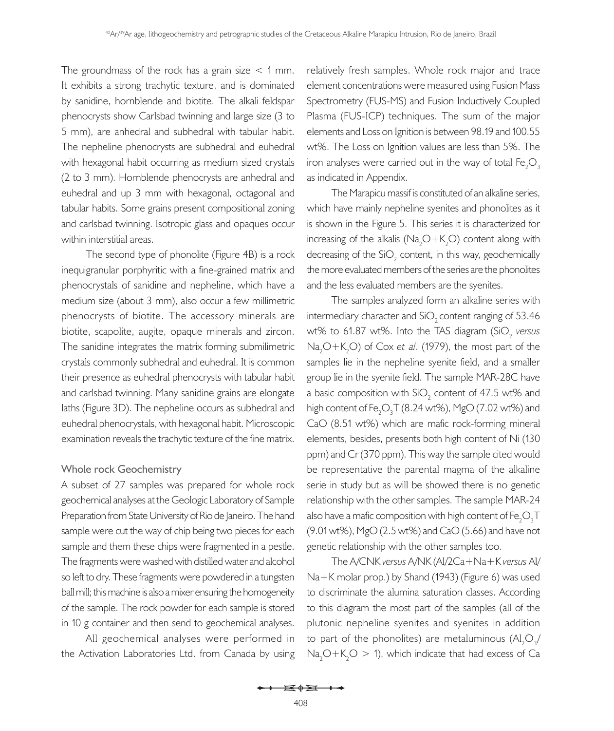The groundmass of the rock has a grain size < 1 mm. It exhibits a strong trachytic texture, and is dominated by sanidine, hornblende and biotite. The alkali feldspar phenocrysts show Carlsbad twinning and large size (3 to 5 mm), are anhedral and subhedral with tabular habit. The nepheline phenocrysts are subhedral and euhedral with hexagonal habit occurring as medium sized crystals (2 to 3 mm). Hornblende phenocrysts are anhedral and euhedral and up 3 mm with hexagonal, octagonal and tabular habits. Some grains present compositional zoning and carlsbad twinning. Isotropic glass and opaques occur within interstitial areas.

The second type of phonolite (Figure 4B) is a rock inequigranular porphyritic with a fine-grained matrix and phenocrystals of sanidine and nepheline, which have a medium size (about 3 mm), also occur a few millimetric phenocrysts of biotite. The accessory minerals are biotite, scapolite, augite, opaque minerals and zircon. The sanidine integrates the matrix forming submilimetric crystals commonly subhedral and euhedral. It is common their presence as euhedral phenocrysts with tabular habit and carlsbad twinning. Many sanidine grains are elongate laths (Figure 3D). The nepheline occurs as subhedral and euhedral phenocrystals, with hexagonal habit. Microscopic examination reveals the trachytic texture of the fine matrix.

## Whole rock Geochemistry

A subset of 27 samples was prepared for whole rock geochemical analyses at the Geologic Laboratory of Sample Preparation from State University of Rio de Janeiro. The hand sample were cut the way of chip being two pieces for each sample and them these chips were fragmented in a pestle. The fragments were washed with distilled water and alcohol so left to dry. These fragments were powdered in a tungsten ball mill; this machine is also a mixer ensuring the homogeneity of the sample. The rock powder for each sample is stored in 10 g container and then send to geochemical analyses.

All geochemical analyses were performed in the Activation Laboratories Ltd. from Canada by using relatively fresh samples. Whole rock major and trace element concentrations were measured using Fusion Mass Spectrometry (FUS-MS) and Fusion Inductively Coupled Plasma (FUS-ICP) techniques. The sum of the major elements and Loss on Ignition is between 98.19 and 100.55 wt%. The Loss on Ignition values are less than 5%. The iron analyses were carried out in the way of total $Fe_2O_3$ as indicated in Appendix.

The Marapicu massif is constituted of an alkaline series, which have mainly nepheline syenites and phonolites as it is shown in the Figure 5. This series it is characterized for increasing of the alkalis ($Na_2O+K_2O$) content along with decreasing of the $SiO_2$ content, in this way, geochemically the more evaluated members of the series are the phonolites and the less evaluated members are the syenites.

The samples analyzed form an alkaline series with intermediary character and $SiO_2$ content ranging of 53.46 wt% to 61.87 wt%. Into the TAS diagram ($SiO_2$ *versus* $Na_2O+K_2O$) of Cox *et al*. (1979), the most part of the samples lie in the nepheline syenite field, and a smaller group lie in the syenite field. The sample MAR-28C have a basic composition with $SiO_2$ content of 47.5 wt% and high content of $Fe_2O_3T$ (8.24 wt%), MgO (7.02 wt%) and CaO (8.51 wt%) which are mafic rock-forming mineral elements, besides, presents both high content of Ni (130 ppm) and Cr (370 ppm). This way the sample cited would be representative the parental magma of the alkaline serie in study but as will be showed there is no genetic relationship with the other samples. The sample MAR-24 also have a mafic composition with high content of $Fe_2O_3T$ (9.01 wt%), MgO (2.5 wt%) and CaO (5.66) and have not genetic relationship with the other samples too.

The A/CNK *versus* A/NK (Al/2Ca+Na+K *versus* Al/Na+K molar prop.) by Shand (1943) (Figure 6) was used to discriminate the alumina saturation classes. According to this diagram the most part of the samples (all of the plutonic nepheline syenites and syenites in addition to part of the phonolites) are metaluminous ($Al_2O_3$/$Na_2O+K_2O$ > 1), which indicate that had excess of Ca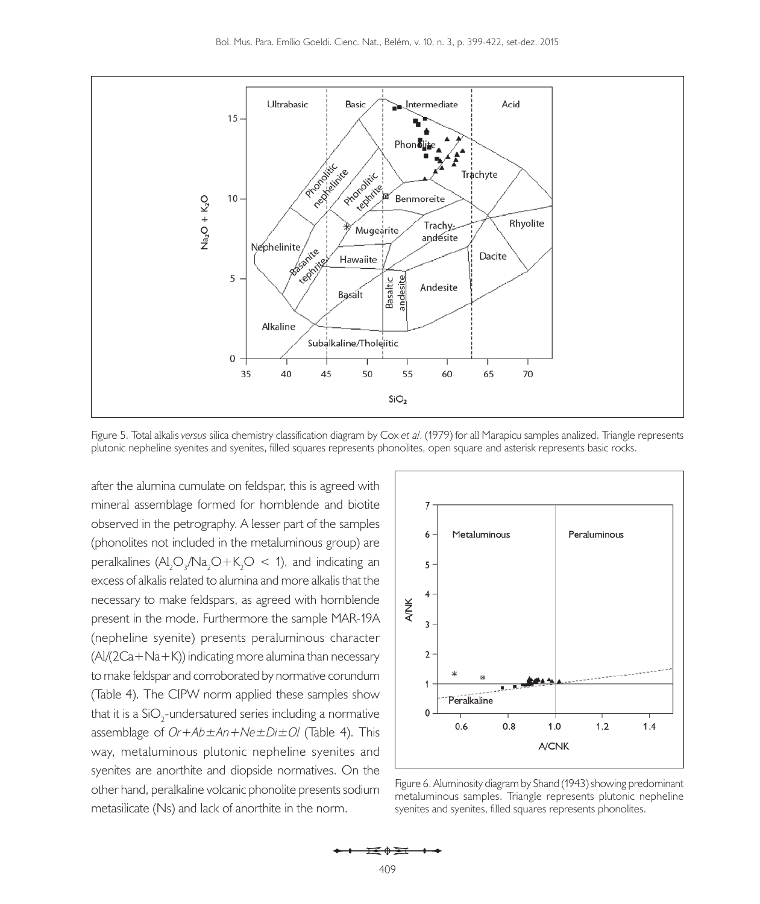Figure 5. Total alkalis *versus* silica chemistry classification diagram by Cox *et al*. (1979) for all Marapicu samples analized. Triangle represents plutonic nepheline syenites and syenites, filled squares represents phonolites, open square and asterisk represents basic rocks.

after the alumina cumulate on feldspar, this is agreed with mineral assemblage formed for hornblende and biotite observed in the petrography. A lesser part of the samples (phonolites not included in the metaluminous group) are peralkalines ($Al_2O_3/Na_2O+K_2O < 1$), and indicating an excess of alkalis related to alumina and more alkalis that the necessary to make feldspars, as agreed with hornblende present in the mode. Furthermore the sample MAR-19A (nepheline syenite) presents peraluminous character ($Al/(2Ca+Na+K)$) indicating more alumina than necessary to make feldspar and corroborated by normative corundum (Table 4). The CIPW norm applied these samples show that it is a $SiO_2$-undersatured series including a normative assemblage of $Or+Ab\pm An+Ne\pm Di\pm Ol$ (Table 4). This way, metaluminous plutonic nepheline syenites and syenites are anorthite and diopside normatives. On the other hand, peralkaline volcanic phonolite presents sodium metasilicate (Ns) and lack of anorthite in the norm.

Figure 6. Aluminosity diagram by Shand (1943) showing predominant metaluminous samples. Triangle represents plutonic nepheline syenites and syenites, filled squares represents phonolites.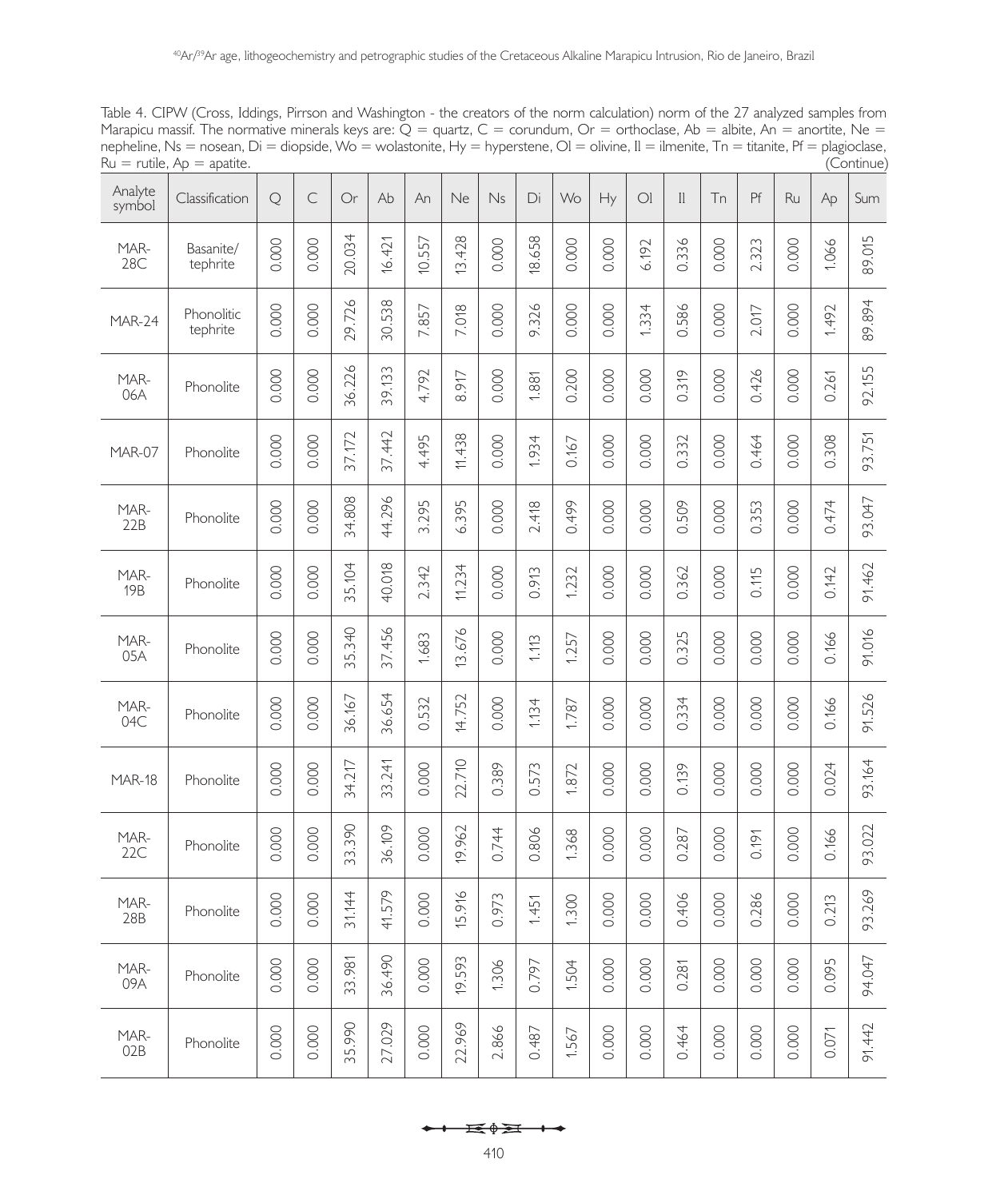Table 4. CIPW (Cross, Iddings, Pirrson and Washington - the creators of the norm calculation) norm of the 27 analyzed samples from Marapicu massif. The normative minerals keys are: Q = quartz, C = corundum, Or = orthoclase, Ab = albite, An = anortite, Ne = nepheline, Ns = nosean, Di = diopside, Wo = wolastonite, Hy = hyperstene, Ol = olivine, Il = ilmenite, Tn = titanite, Pf = plagioclase, Ru = rutile, Ap = apatite. (Continue)

| Analyte symbol | Classification | Q | C | Or | Ab | An | Ne | Ns | Di | Wo | Hy | Ol | Il | Tn | Pf | Ru | Ap | Sum |
|---|---|---|---|---|---|---|---|---|---|---|---|---|---|---|---|---|---|---|
| MAR-28C | Basanite/ tephrite | 0.000 | 0.000 | 20.034 | 16.421 | 10.557 | 13.428 | 0.000 | 18.658 | 0.000 | 0.000 | 6.192 | 0.336 | 0.000 | 2.323 | 0.000 | 1.066 | 89.015 |
| MAR-24 | Phonolitic tephrite | 0.000 | 0.000 | 29.726 | 30.538 | 7.857 | 7.018 | 0.000 | 9.326 | 0.000 | 0.000 | 1.334 | 0.586 | 0.000 | 2.017 | 0.000 | 1.492 | 89.894 |
| MAR-06A | Phonolite | 0.000 | 0.000 | 36.226 | 39.133 | 4.792 | 8.917 | 0.000 | 1.881 | 0.200 | 0.000 | 0.000 | 0.319 | 0.000 | 0.426 | 0.000 | 0.261 | 92.155 |
| MAR-07 | Phonolite | 0.000 | 0.000 | 37.172 | 37.442 | 4.495 | 11.438 | 0.000 | 1.934 | 0.167 | 0.000 | 0.000 | 0.332 | 0.000 | 0.464 | 0.000 | 0.308 | 93.751 |
| MAR-22B | Phonolite | 0.000 | 0.000 | 34.808 | 44.296 | 3.295 | 6.395 | 0.000 | 2.418 | 0.499 | 0.000 | 0.000 | 0.509 | 0.000 | 0.353 | 0.000 | 0.474 | 93.047 |
| MAR-19B | Phonolite | 0.000 | 0.000 | 35.104 | 40.018 | 2.342 | 11.234 | 0.000 | 0.913 | 1.232 | 0.000 | 0.000 | 0.362 | 0.000 | 0.115 | 0.000 | 0.142 | 91.462 |
| MAR-05A | Phonolite | 0.000 | 0.000 | 35.340 | 37.456 | 1.683 | 13.676 | 0.000 | 1.113 | 1.257 | 0.000 | 0.000 | 0.325 | 0.000 | 0.000 | 0.000 | 0.166 | 91.016 |
| MAR-04C | Phonolite | 0.000 | 0.000 | 36.167 | 36.654 | 0.532 | 14.752 | 0.000 | 1.134 | 1.787 | 0.000 | 0.000 | 0.334 | 0.000 | 0.000 | 0.000 | 0.166 | 91.526 |
| MAR-18 | Phonolite | 0.000 | 0.000 | 34.217 | 33.241 | 0.000 | 22.710 | 0.389 | 0.573 | 1.872 | 0.000 | 0.000 | 0.139 | 0.000 | 0.000 | 0.000 | 0.024 | 93.164 |
| MAR-22C | Phonolite | 0.000 | 0.000 | 33.390 | 36.109 | 0.000 | 19.962 | 0.744 | 0.806 | 1.368 | 0.000 | 0.000 | 0.287 | 0.000 | 0.191 | 0.000 | 0.166 | 93.022 |
| MAR-28B | Phonolite | 0.000 | 0.000 | 31.144 | 41.579 | 0.000 | 15.916 | 0.973 | 1.451 | 1.300 | 0.000 | 0.000 | 0.406 | 0.000 | 0.286 | 0.000 | 0.213 | 93.269 |
| MAR-09A | Phonolite | 0.000 | 0.000 | 33.981 | 36.490 | 0.000 | 19.593 | 1.306 | 0.797 | 1.504 | 0.000 | 0.000 | 0.281 | 0.000 | 0.000 | 0.000 | 0.095 | 94.047 |
| MAR-02B | Phonolite | 0.000 | 0.000 | 35.990 | 27.029 | 0.000 | 22.969 | 2.866 | 0.487 | 1.567 | 0.000 | 0.000 | 0.464 | 0.000 | 0.000 | 0.000 | 0.071 | 91.442 |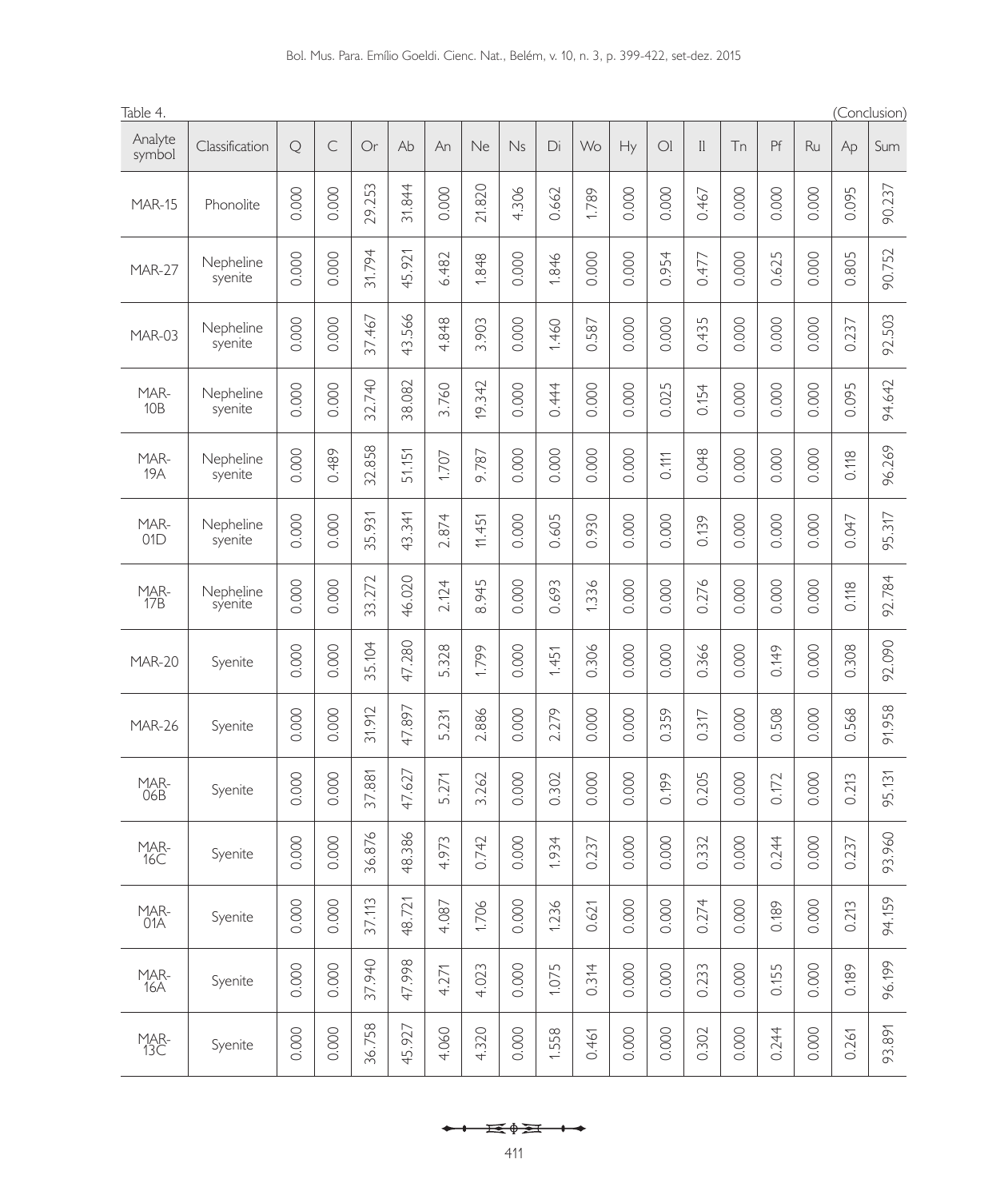Table 4. (Conclusion)

| Analyte symbol | Classification | Q | C | Or | Ab | An | Ne | Ns | Di | Wo | Hy | Ol | Il | Tn | Pf | Ru | Ap | Sum |
|---|---|---|---|---|---|---|---|---|---|---|---|---|---|---|---|---|---|---|
| MAR-15 | Phonolite | 0.000 | 0.000 | 29.253 | 31.844 | 0.000 | 21.820 | 4.306 | 0.662 | 1.789 | 0.000 | 0.000 | 0.467 | 0.000 | 0.000 | 0.000 | 0.095 | 90.237 |
| MAR-27 | Nepheline syenite | 0.000 | 0.000 | 31.794 | 45.921 | 6.482 | 1.848 | 0.000 | 1.846 | 0.000 | 0.000 | 0.954 | 0.477 | 0.000 | 0.625 | 0.000 | 0.805 | 90.752 |
| MAR-03 | Nepheline syenite | 0.000 | 0.000 | 37.467 | 43.566 | 4.848 | 3.903 | 0.000 | 1.460 | 0.587 | 0.000 | 0.000 | 0.435 | 0.000 | 0.000 | 0.000 | 0.237 | 92.503 |
| MAR-10B | Nepheline syenite | 0.000 | 0.000 | 32.740 | 38.082 | 3.760 | 19.342 | 0.000 | 0.444 | 0.000 | 0.000 | 0.025 | 0.154 | 0.000 | 0.000 | 0.000 | 0.095 | 94.642 |
| MAR-19A | Nepheline syenite | 0.000 | 0.489 | 32.858 | 51.151 | 1.707 | 9.787 | 0.000 | 0.000 | 0.000 | 0.000 | 0.111 | 0.048 | 0.000 | 0.000 | 0.000 | 0.118 | 96.269 |
| MAR-01D | Nepheline syenite | 0.000 | 0.000 | 35.931 | 43.341 | 2.874 | 11.451 | 0.000 | 0.605 | 0.930 | 0.000 | 0.000 | 0.139 | 0.000 | 0.000 | 0.000 | 0.047 | 95.317 |
| MAR-17B | Nepheline syenite | 0.000 | 0.000 | 33.272 | 46.020 | 2.124 | 8.945 | 0.000 | 0.693 | 1.336 | 0.000 | 0.000 | 0.276 | 0.000 | 0.000 | 0.000 | 0.118 | 92.784 |
| MAR-20 | Syenite | 0.000 | 0.000 | 35.104 | 47.280 | 5.328 | 1.799 | 0.000 | 1.451 | 0.306 | 0.000 | 0.000 | 0.366 | 0.000 | 0.149 | 0.000 | 0.308 | 92.090 |
| MAR-26 | Syenite | 0.000 | 0.000 | 31.912 | 47.897 | 5.231 | 2.886 | 0.000 | 2.279 | 0.000 | 0.000 | 0.359 | 0.317 | 0.000 | 0.508 | 0.000 | 0.568 | 91.958 |
| MAR-06B | Syenite | 0.000 | 0.000 | 37.881 | 47.627 | 5.271 | 3.262 | 0.000 | 0.302 | 0.000 | 0.000 | 0.199 | 0.205 | 0.000 | 0.172 | 0.000 | 0.213 | 95.131 |
| MAR-16C | Syenite | 0.000 | 0.000 | 36.876 | 48.386 | 4.973 | 0.742 | 0.000 | 1.934 | 0.237 | 0.000 | 0.000 | 0.332 | 0.000 | 0.244 | 0.000 | 0.237 | 93.960 |
| MAR-01A | Syenite | 0.000 | 0.000 | 37.113 | 48.721 | 4.087 | 1.706 | 0.000 | 1.236 | 0.621 | 0.000 | 0.000 | 0.274 | 0.000 | 0.189 | 0.000 | 0.213 | 94.159 |
| MAR-16A | Syenite | 0.000 | 0.000 | 37.940 | 47.998 | 4.271 | 4.023 | 0.000 | 1.075 | 0.314 | 0.000 | 0.000 | 0.233 | 0.000 | 0.155 | 0.000 | 0.189 | 96.199 |
| MAR-13C | Syenite | 0.000 | 0.000 | 36.758 | 45.927 | 4.060 | 4.320 | 0.000 | 1.558 | 0.461 | 0.000 | 0.000 | 0.302 | 0.000 | 0.244 | 0.000 | 0.261 | 93.891 |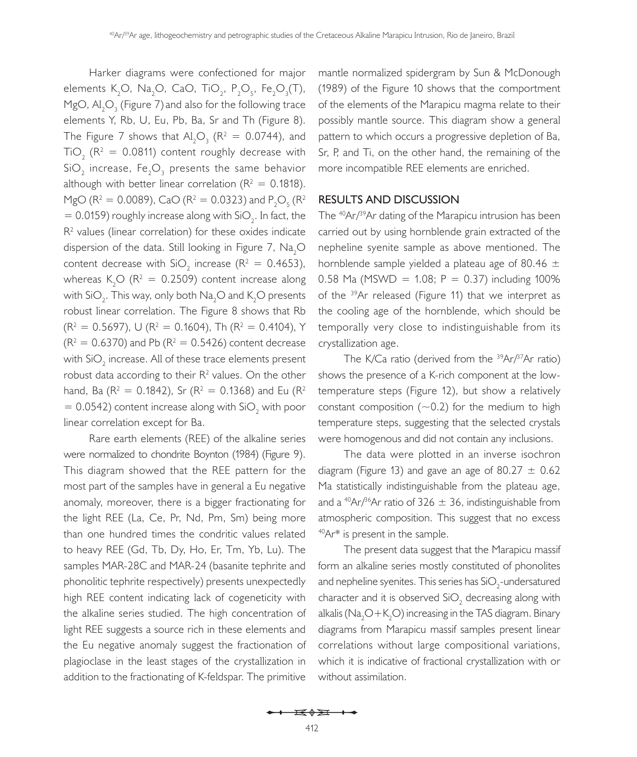Harker diagrams were confectioned for major elements $K_2O$, $Na_2O$, CaO, $TiO_2$, $P_2O_5$, $Fe_2O_3$(T), MgO, $Al_2O_3$ (Figure 7) and also for the following trace elements Y, Rb, U, Eu, Pb, Ba, Sr and Th (Figure 8). The Figure 7 shows that $Al_2O_3$ ($R^2 = 0.0744$), and $TiO_2$ ($R^2 = 0.0811$) content roughly decrease with $SiO_2$ increase, $Fe_2O_3$ presents the same behavior although with better linear correlation ($R^2 = 0.1818$). MgO ($R^2 = 0.0089$), CaO ($R^2 = 0.0323$) and $P_2O_5$ ($R^2 = 0.0159$) roughly increase along with $SiO_2$. In fact, the $R^2$ values (linear correlation) for these oxides indicate dispersion of the data. Still looking in Figure 7, $Na_2O$ content decrease with $SiO_2$ increase ($R^2 = 0.4653$), whereas $K_2O$ ($R^2 = 0.2509$) content increase along with $SiO_2$. This way, only both $Na_2O$ and $K_2O$ presents robust linear correlation. The Figure 8 shows that Rb ($R^2 = 0.5697$), U ($R^2 = 0.1604$), Th ($R^2 = 0.4104$), Y ($R^2 = 0.6370$) and Pb ($R^2 = 0.5426$) content decrease with $SiO_2$ increase. All of these trace elements present robust data according to their $R^2$ values. On the other hand, Ba ($R^2 = 0.1842$), Sr ($R^2 = 0.1368$) and Eu ($R^2 = 0.0542$) content increase along with $SiO_2$ with poor linear correlation except for Ba.

Rare earth elements (REE) of the alkaline series were normalized to chondrite Boynton (1984) (Figure 9). This diagram showed that the REE pattern for the most part of the samples have in general a Eu negative anomaly, moreover, there is a bigger fractionating for the light REE (La, Ce, Pr, Nd, Pm, Sm) being more than one hundred times the condritic values related to heavy REE (Gd, Tb, Dy, Ho, Er, Tm, Yb, Lu). The samples MAR-28C and MAR-24 (basanite tephrite and phonolitic tephrite respectively) presents unexpectedly high REE content indicating lack of cogeneticity with the alkaline series studied. The high concentration of light REE suggests a source rich in these elements and the Eu negative anomaly suggest the fractionation of plagioclase in the least stages of the crystallization in addition to the fractionating of K-feldspar. The primitive mantle normalized spidergram by Sun & McDonough (1989) of the Figure 10 shows that the comportment of the elements of the Marapicu magma relate to their possibly mantle source. This diagram show a general pattern to which occurs a progressive depletion of Ba, Sr, P, and Ti, on the other hand, the remaining of the more incompatible REE elements are enriched.

## RESULTS AND DISCUSSION

The $^{40}Ar/^{39}Ar$ dating of the Marapicu intrusion has been carried out by using hornblende grain extracted of the nepheline syenite sample as above mentioned. The hornblende sample yielded a plateau age of 80.46 ± 0.58 Ma (MSWD = 1.08; P = 0.37) including 100% of the $^{39}Ar$ released (Figure 11) that we interpret as the cooling age of the hornblende, which should be temporally very close to indistinguishable from its crystallization age.

The K/Ca ratio (derived from the $^{39}Ar/^{37}Ar$ ratio) shows the presence of a K-rich component at the low-temperature steps (Figure 12), but show a relatively constant composition (~0.2) for the medium to high temperature steps, suggesting that the selected crystals were homogenous and did not contain any inclusions.

The data were plotted in an inverse isochron diagram (Figure 13) and gave an age of 80.27 ± 0.62 Ma statistically indistinguishable from the plateau age, and a $^{40}Ar/^{36}Ar$ ratio of 326 ± 36, indistinguishable from atmospheric composition. This suggest that no excess $^{40}Ar^*$ is present in the sample.

The present data suggest that the Marapicu massif form an alkaline series mostly constituted of phonolites and nepheline syenites. This series has $SiO_2$-undersatured character and it is observed $SiO_2$ decreasing along with alkalis ($Na_2O+K_2O$) increasing in the TAS diagram. Binary diagrams from Marapicu massif samples present linear correlations without large compositional variations, which it is indicative of fractional crystallization with or without assimilation.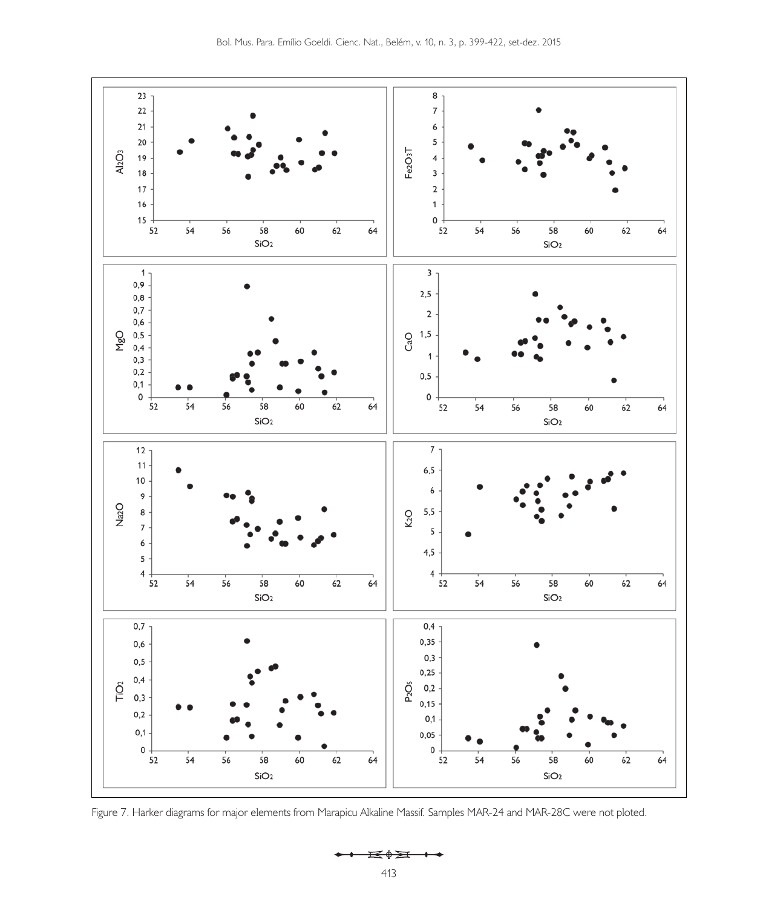Figure 7. Harker diagrams for major elements from Marapicu Alkaline Massif. Samples MAR-24 and MAR-28C were not ploted.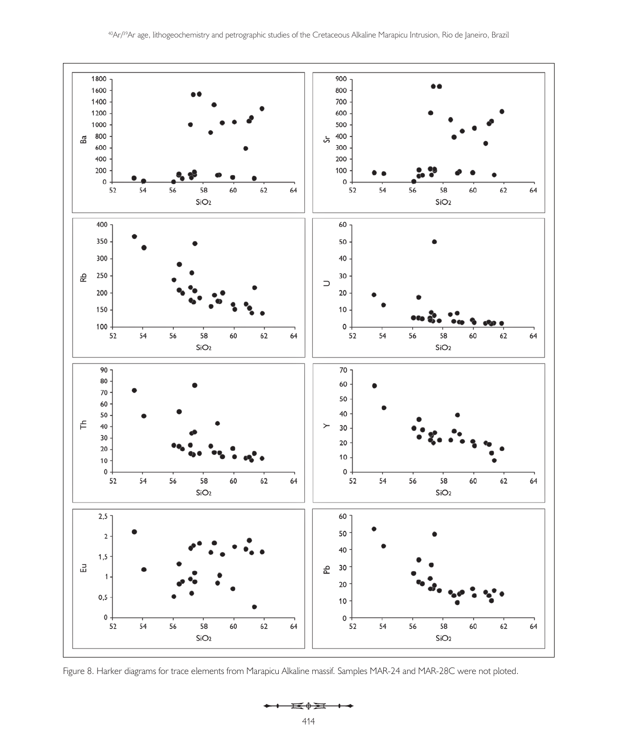Figure 8. Harker diagrams for trace elements from Marapicu Alkaline massif. Samples MAR-24 and MAR-28C were not ploted.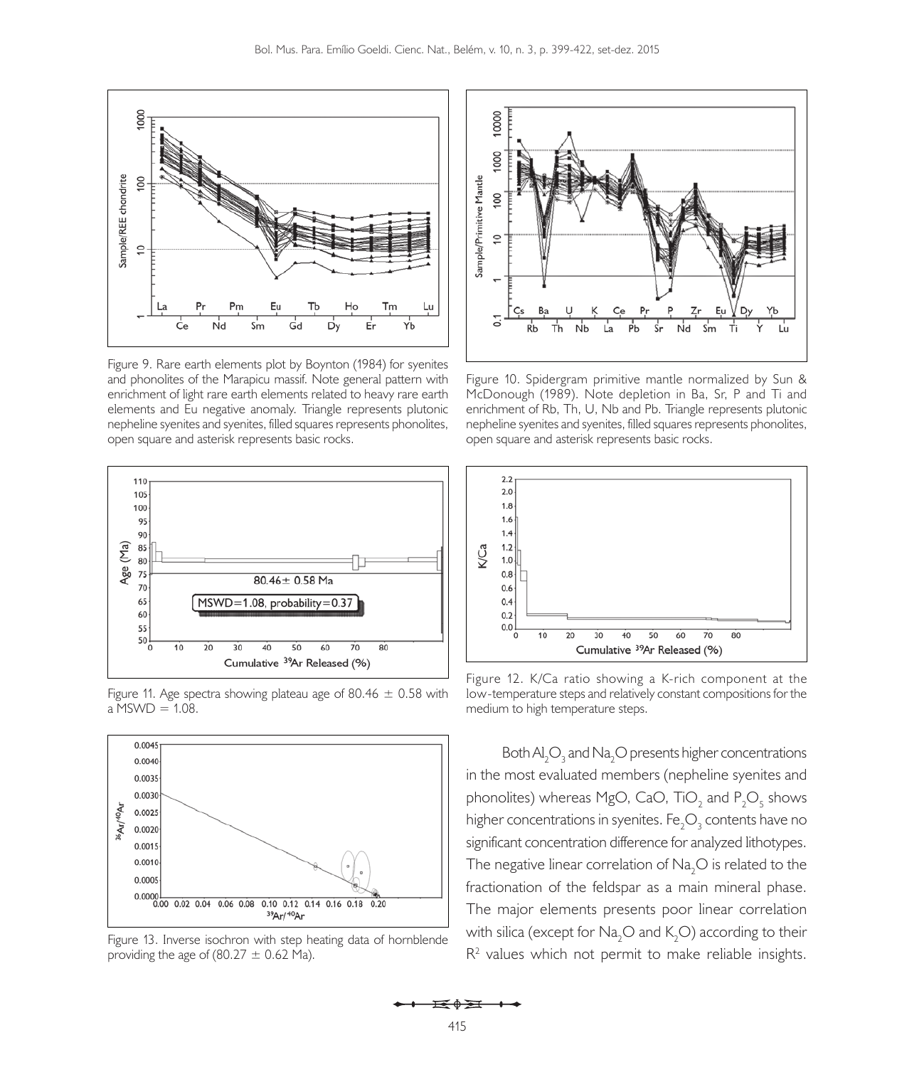Figure 9. Rare earth elements plot by Boynton (1984) for syenites and phonolites of the Marapicu massif. Note general pattern with enrichment of light rare earth elements related to heavy rare earth elements and Eu negative anomaly. Triangle represents plutonic nepheline syenites and syenites, filled squares represents phonolites, open square and asterisk represents basic rocks.

Figure 10. Spidergram primitive mantle normalized by Sun & McDonough (1989). Note depletion in Ba, Sr, P and Ti and enrichment of Rb, Th, U, Nb and Pb. Triangle represents plutonic nepheline syenites and syenites, filled squares represents phonolites, open square and asterisk represents basic rocks.

Figure 11. Age spectra showing plateau age of 80.46 ± 0.58 with a MSWD = 1.08.

Figure 12. K/Ca ratio showing a K-rich component at the low-temperature steps and relatively constant compositions for the medium to high temperature steps.

Figure 13. Inverse isochron with step heating data of hornblende providing the age of (80.27 ± 0.62 Ma).

Both $Al_2O_3$ and $Na_2O$ presents higher concentrations in the most evaluated members (nepheline syenites and phonolites) whereas MgO, CaO, $TiO_2$ and $P_2O_5$ shows higher concentrations in syenites. $Fe_2O_3$ contents have no significant concentration difference for analyzed lithotypes. The negative linear correlation of $Na_2O$ is related to the fractionation of the feldspar as a main mineral phase. The major elements presents poor linear correlation with silica (except for $Na_2O$ and $K_2O$) according to their $R^2$ values which not permit to make reliable insights.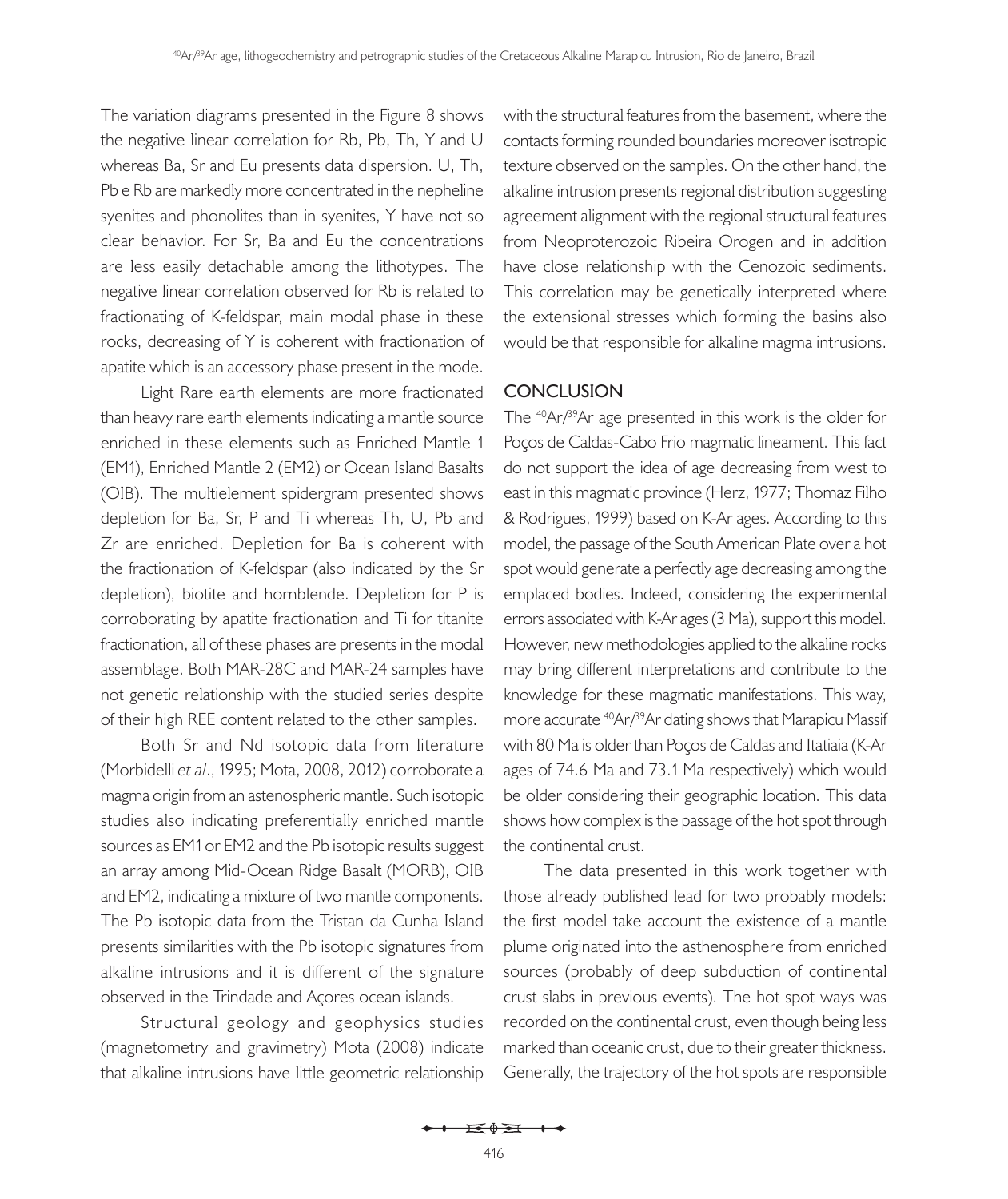The variation diagrams presented in the Figure 8 shows the negative linear correlation for Rb, Pb, Th, Y and U whereas Ba, Sr and Eu presents data dispersion. U, Th, Pb e Rb are markedly more concentrated in the nepheline syenites and phonolites than in syenites, Y have not so clear behavior. For Sr, Ba and Eu the concentrations are less easily detachable among the lithotypes. The negative linear correlation observed for Rb is related to fractionating of K-feldspar, main modal phase in these rocks, decreasing of Y is coherent with fractionation of apatite which is an accessory phase present in the mode.

Light Rare earth elements are more fractionated than heavy rare earth elements indicating a mantle source enriched in these elements such as Enriched Mantle 1 (EM1), Enriched Mantle 2 (EM2) or Ocean Island Basalts (OIB). The multielement spidergram presented shows depletion for Ba, Sr, P and Ti whereas Th, U, Pb and Zr are enriched. Depletion for Ba is coherent with the fractionation of K-feldspar (also indicated by the Sr depletion), biotite and hornblende. Depletion for P is corroborating by apatite fractionation and Ti for titanite fractionation, all of these phases are presents in the modal assemblage. Both MAR-28C and MAR-24 samples have not genetic relationship with the studied series despite of their high REE content related to the other samples.

Both Sr and Nd isotopic data from literature (Morbidelli *et al*., 1995; Mota, 2008, 2012) corroborate a magma origin from an astenospheric mantle. Such isotopic studies also indicating preferentially enriched mantle sources as EM1 or EM2 and the Pb isotopic results suggest an array among Mid-Ocean Ridge Basalt (MORB), OIB and EM2, indicating a mixture of two mantle components. The Pb isotopic data from the Tristan da Cunha Island presents similarities with the Pb isotopic signatures from alkaline intrusions and it is different of the signature observed in the Trindade and Açores ocean islands.

Structural geology and geophysics studies (magnetometry and gravimetry) Mota (2008) indicate that alkaline intrusions have little geometric relationship with the structural features from the basement, where the contacts forming rounded boundaries moreover isotropic texture observed on the samples. On the other hand, the alkaline intrusion presents regional distribution suggesting agreement alignment with the regional structural features from Neoproterozoic Ribeira Orogen and in addition have close relationship with the Cenozoic sediments. This correlation may be genetically interpreted where the extensional stresses which forming the basins also would be that responsible for alkaline magma intrusions.

## CONCLUSION

The $^{40}Ar/^{39}Ar$ age presented in this work is the older for Poços de Caldas-Cabo Frio magmatic lineament. This fact do not support the idea of age decreasing from west to east in this magmatic province (Herz, 1977; Thomaz Filho & Rodrigues, 1999) based on K-Ar ages. According to this model, the passage of the South American Plate over a hot spot would generate a perfectly age decreasing among the emplaced bodies. Indeed, considering the experimental errors associated with K-Ar ages (3 Ma), support this model. However, new methodologies applied to the alkaline rocks may bring different interpretations and contribute to the knowledge for these magmatic manifestations. This way, more accurate $^{40}Ar/^{39}Ar$ dating shows that Marapicu Massif with 80 Ma is older than Poços de Caldas and Itatiaia (K-Ar ages of 74.6 Ma and 73.1 Ma respectively) which would be older considering their geographic location. This data shows how complex is the passage of the hot spot through the continental crust.

The data presented in this work together with those already published lead for two probably models: the first model take account the existence of a mantle plume originated into the asthenosphere from enriched sources (probably of deep subduction of continental crust slabs in previous events). The hot spot ways was recorded on the continental crust, even though being less marked than oceanic crust, due to their greater thickness. Generally, the trajectory of the hot spots are responsible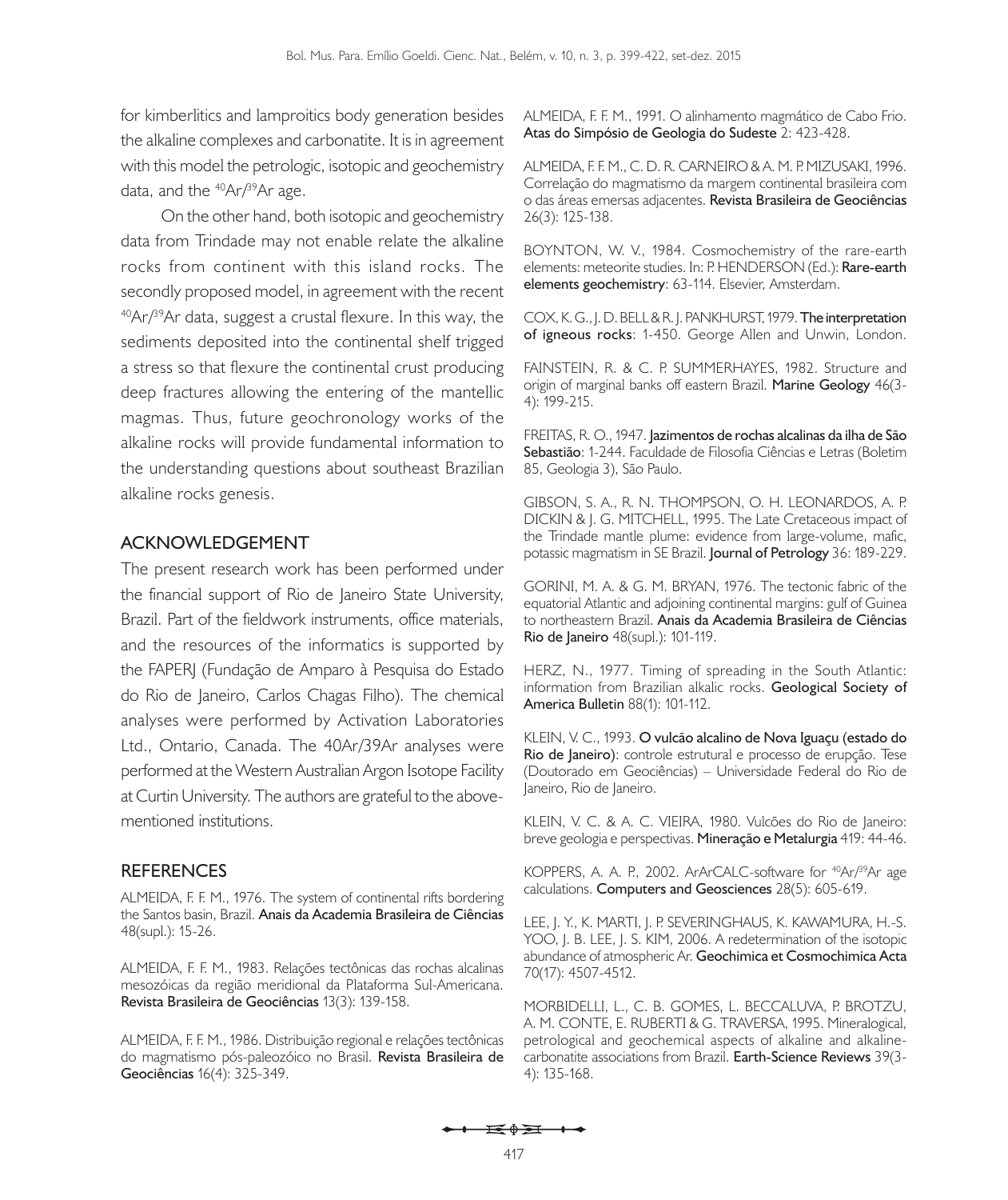for kimberlitics and lamproitics body generation besides the alkaline complexes and carbonatite. It is in agreement with this model the petrologic, isotopic and geochemistry data, and the $^{40}Ar/^{39}Ar$ age.

On the other hand, both isotopic and geochemistry data from Trindade may not enable relate the alkaline rocks from continent with this island rocks. The secondly proposed model, in agreement with the recent $^{40}Ar/^{39}Ar$ data, suggest a crustal flexure. In this way, the sediments deposited into the continental shelf trigged a stress so that flexure the continental crust producing deep fractures allowing the entering of the mantellic magmas. Thus, future geochronology works of the alkaline rocks will provide fundamental information to the understanding questions about southeast Brazilian alkaline rocks genesis.

## ACKNOWLEDGEMENT

The present research work has been performed under the financial support of Rio de Janeiro State University, Brazil. Part of the fieldwork instruments, office materials, and the resources of the informatics is supported by the FAPERJ (Fundação de Amparo à Pesquisa do Estado do Rio de Janeiro, Carlos Chagas Filho). The chemical analyses were performed by Activation Laboratories Ltd., Ontario, Canada. The 40Ar/39Ar analyses were performed at the Western Australian Argon Isotope Facility at Curtin University. The authors are grateful to the above-mentioned institutions.

## REFERENCES

ALMEIDA, F. F. M., 1976. The system of continental rifts bordering the Santos basin, Brazil. **Anais da Academia Brasileira de Ciências** 48(supl.): 15-26.

ALMEIDA, F. F. M., 1983. Relações tectônicas das rochas alcalinas mesozóicas da região meridional da Plataforma Sul-Americana. **Revista Brasileira de Geociências** 13(3): 139-158.

ALMEIDA, F. F. M., 1986. Distribuição regional e relações tectônicas do magmatismo pós-paleozóico no Brasil. **Revista Brasileira de Geociências** 16(4): 325-349.

ALMEIDA, F. F. M., 1991. O alinhamento magmático de Cabo Frio. **Atas do Simpósio de Geologia do Sudeste** 2: 423-428.

ALMEIDA, F. F. M., C. D. R. CARNEIRO & A. M. P. MIZUSAKI, 1996. Correlação do magmatismo da margem continental brasileira com o das áreas emersas adjacentes. **Revista Brasileira de Geociências** 26(3): 125-138.

BOYNTON, W. V., 1984. Cosmochemistry of the rare-earth elements: meteorite studies. In: P. HENDERSON (Ed.): **Rare-earth elements geochemistry**: 63-114. Elsevier, Amsterdam.

COX, K. G., J. D. BELL & R. J. PANKHURST, 1979. **The interpretation of igneous rocks**: 1-450. George Allen and Unwin, London.

FAINSTEIN, R. & C. P. SUMMERHAYES, 1982. Structure and origin of marginal banks off eastern Brazil. **Marine Geology** 46(3-4): 199-215.

FREITAS, R. O., 1947. **Jazimentos de rochas alcalinas da ilha de São Sebastião**: 1-244. Faculdade de Filosofia Ciências e Letras (Boletim 85, Geologia 3), São Paulo.

GIBSON, S. A., R. N. THOMPSON, O. H. LEONARDOS, A. P. DICKIN & J. G. MITCHELL, 1995. The Late Cretaceous impact of the Trindade mantle plume: evidence from large-volume, mafic, potassic magmatism in SE Brazil. **Journal of Petrology** 36: 189-229.

GORINI, M. A. & G. M. BRYAN, 1976. The tectonic fabric of the equatorial Atlantic and adjoining continental margins: gulf of Guinea to northeastern Brazil. **Anais da Academia Brasileira de Ciências Rio de Janeiro** 48(supl.): 101-119.

HERZ, N., 1977. Timing of spreading in the South Atlantic: information from Brazilian alkalic rocks. **Geological Society of America Bulletin** 88(1): 101-112.

KLEIN, V. C., 1993. **O vulcão alcalino de Nova Iguaçu (estado do Rio de Janeiro)**: controle estrutural e processo de erupção. Tese (Doutorado em Geociências) – Universidade Federal do Rio de Janeiro, Rio de Janeiro.

KLEIN, V. C. & A. C. VIEIRA, 1980. Vulcões do Rio de Janeiro: breve geologia e perspectivas. **Mineração e Metalurgia** 419: 44-46.

KOPPERS, A. A. P., 2002. ArArCALC-software for $^{40}Ar/^{39}Ar$ age calculations. **Computers and Geosciences** 28(5): 605-619.

LEE, J. Y., K. MARTI, J. P. SEVERINGHAUS, K. KAWAMURA, H.-S. YOO, J. B. LEE, J. S. KIM, 2006. A redetermination of the isotopic abundance of atmospheric Ar. **Geochimica et Cosmochimica Acta** 70(17): 4507-4512.

MORBIDELLI, L., C. B. GOMES, L. BECCALUVA, P. BROTZU, A. M. CONTE, E. RUBERTI & G. TRAVERSA, 1995. Mineralogical, petrological and geochemical aspects of alkaline and alkaline-carbonatite associations from Brazil. **Earth-Science Reviews** 39(3-4): 135-168.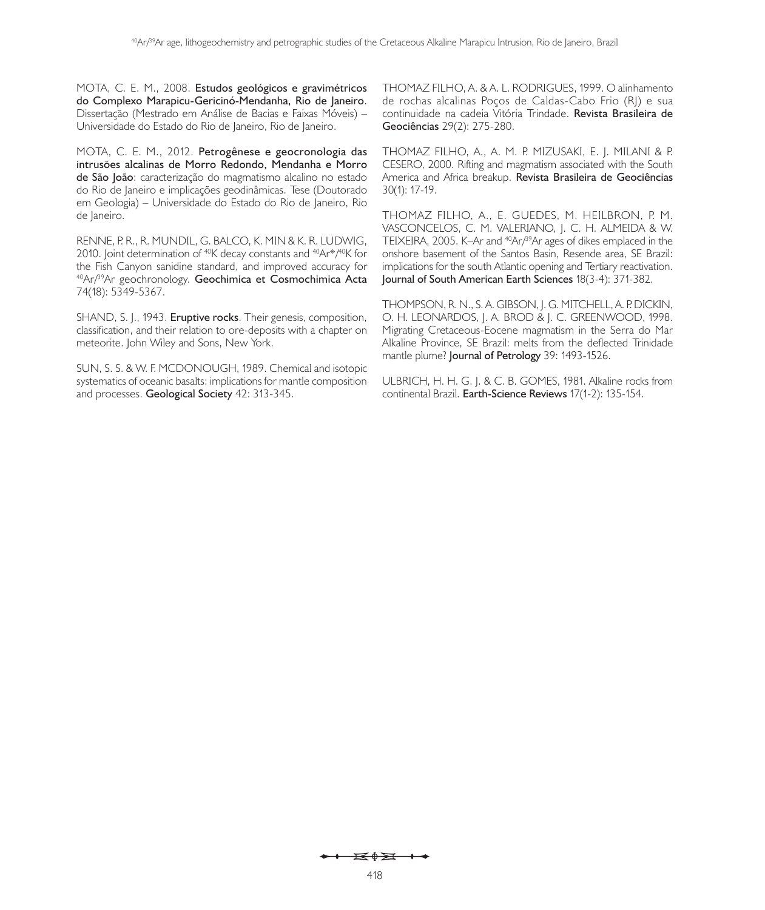MOTA, C. E. M., 2008. **Estudos geológicos e gravimétricos do Complexo Marapicu-Gericinó-Mendanha, Rio de Janeiro**. Dissertação (Mestrado em Análise de Bacias e Faixas Móveis) – Universidade do Estado do Rio de Janeiro, Rio de Janeiro.

MOTA, C. E. M., 2012. **Petrogênese e geocronologia das intrusões alcalinas de Morro Redondo, Mendanha e Morro de São João**: caracterização do magmatismo alcalino no estado do Rio de Janeiro e implicações geodinâmicas. Tese (Doutorado em Geologia) – Universidade do Estado do Rio de Janeiro, Rio de Janeiro.

RENNE, P. R., R. MUNDIL, G. BALCO, K. MIN & K. R. LUDWIG, 2010. Joint determination of $^{40}K$ decay constants and $^{40}Ar^{*}/^{40}K$ for the Fish Canyon sanidine standard, and improved accuracy for $^{40}Ar/^{39}Ar$ geochronology. **Geochimica et Cosmochimica Acta** 74(18): 5349-5367.

SHAND, S. J., 1943. **Eruptive rocks**. Their genesis, composition, classification, and their relation to ore-deposits with a chapter on meteorite. John Wiley and Sons, New York.

SUN, S. S. & W. F. MCDONOUGH, 1989. Chemical and isotopic systematics of oceanic basalts: implications for mantle composition and processes. **Geological Society** 42: 313-345.

THOMAZ FILHO, A. & A. L. RODRIGUES, 1999. O alinhamento de rochas alcalinas Poços de Caldas-Cabo Frio (RJ) e sua continuidade na cadeia Vitória Trindade. **Revista Brasileira de Geociências** 29(2): 275-280.

THOMAZ FILHO, A., A. M. P. MIZUSAKI, E. J. MILANI & P. CESERO, 2000. Rifting and magmatism associated with the South America and Africa breakup. **Revista Brasileira de Geociências** 30(1): 17-19.

THOMAZ FILHO, A., E. GUEDES, M. HEILBRON, P. M. VASCONCELOS, C. M. VALERIANO, J. C. H. ALMEIDA & W. TEIXEIRA, 2005. K–Ar and $^{40}Ar/^{39}Ar$ ages of dikes emplaced in the onshore basement of the Santos Basin, Resende area, SE Brazil: implications for the south Atlantic opening and Tertiary reactivation. **Journal of South American Earth Sciences** 18(3-4): 371-382.

THOMPSON, R. N., S. A. GIBSON, J. G. MITCHELL, A. P. DICKIN, O. H. LEONARDOS, J. A. BROD & J. C. GREENWOOD, 1998. Migrating Cretaceous-Eocene magmatism in the Serra do Mar Alkaline Province, SE Brazil: melts from the deflected Trinidade mantle plume? **Journal of Petrology** 39: 1493-1526.

ULBRICH, H. H. G. J. & C. B. GOMES, 1981. Alkaline rocks from continental Brazil. **Earth-Science Reviews** 17(1-2): 135-154.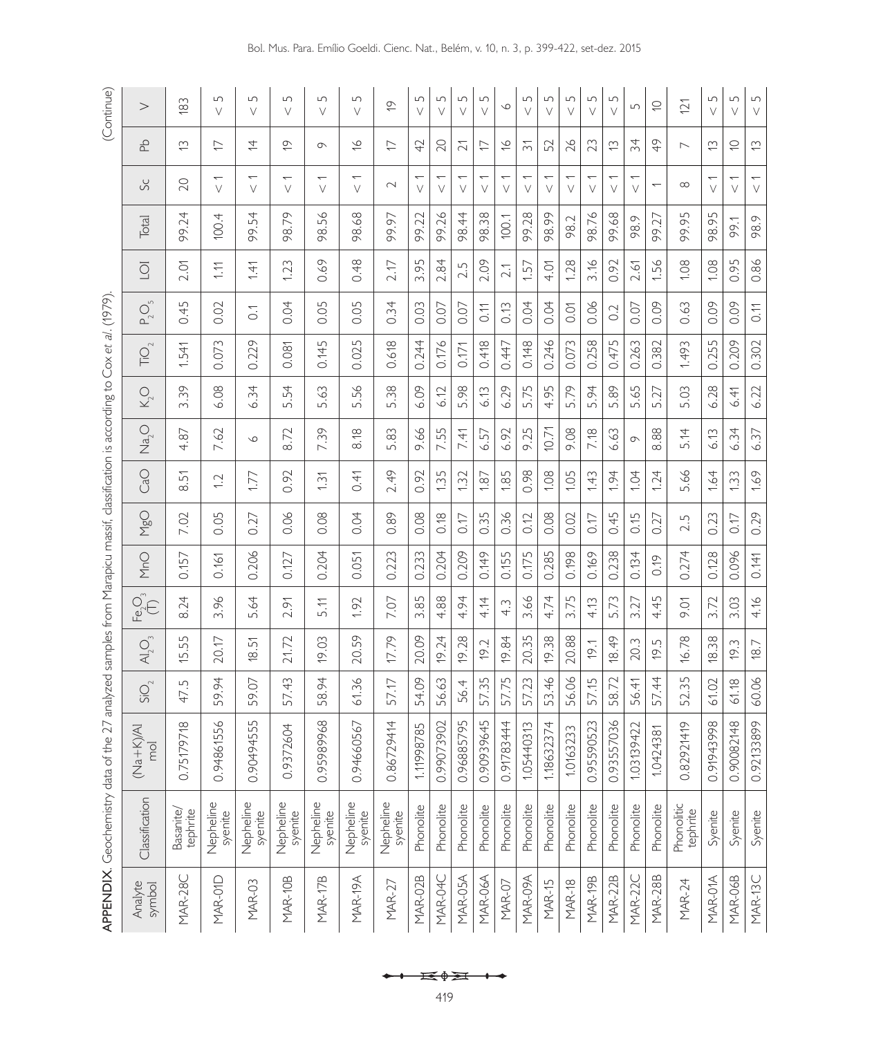**APPENDIX**. Geochemistry data of the 27 analyzed samples from Marapicu massif, classification is according to Cox *et al.* (1979).

| Analyte symbol | Classification | (Na+K)/Al mol | $SiO_2$ | $Al_2O_3$ | $Fe_2O_3$ (T) | MnO | MgO | CaO | $Na_2O$ | $K_2O$ | $TiO_2$ | $P_2O_5$ | LOI | Total | Sc | Pb | V |
|---|---|---|---|---|---|---|---|---|---|---|---|---|---|---|---|---|---|
| MAR-28C | Basanite/tephrite | 0.75179718 | 47.5 | 15.55 | 8.24 | 0.157 | 7.02 | 8.51 | 4.87 | 3.39 | 1.541 | 0.45 | 2.01 | 99.24 | 20 | 13 | 183 |
| MAR-01D | Nepheline syenite | 0.94861556 | 59.94 | 20.17 | 3.96 | 0.161 | 0.05 | 1.2 | 7.62 | 6.08 | 0.073 | 0.02 | 1.11 | 100.4 | < 1 | 17 | < 5 |
| MAR-03 | Nepheline syenite | 0.90494555 | 59.07 | 18.51 | 5.64 | 0.206 | 0.27 | 1.77 | 9 | 6.34 | 0.229 | 0.1 | 1.41 | 99.54 | < 1 | 14 | < 5 |
| MAR-10B | Nepheline syenite | 0.9372604 | 57.43 | 21.72 | 2.91 | 0.127 | 0.06 | 0.92 | 8.72 | 5.54 | 0.081 | 0.04 | 1.23 | 98.79 | < 1 | 19 | < 5 |
| MAR-17B | Nepheline syenite | 0.95989968 | 58.94 | 19.03 | 5.11 | 0.204 | 0.08 | 1.31 | 7.39 | 5.63 | 0.145 | 0.05 | 0.69 | 98.56 | < 1 | 9 | < 5 |
| MAR-19A | Nepheline syenite | 0.94660567 | 61.36 | 20.59 | 1.92 | 0.051 | 0.04 | 0.41 | 8.18 | 5.56 | 0.025 | 0.05 | 0.48 | 98.68 | < 1 | 16 | < 5 |
| MAR-27 | Nepheline syenite | 0.86729414 | 57.17 | 17.79 | 7.07 | 0.223 | 0.89 | 2.49 | 5.83 | 5.38 | 0.618 | 0.34 | 2.17 | 99.97 | 2 | 17 | 19 |
| MAR-02B | Phonolite | 1.11998785 | 54.09 | 20.09 | 3.85 | 0.233 | 0.08 | 0.92 | 9.66 | 6.09 | 0.244 | 0.03 | 3.95 | 99.22 | < 1 | 42 | < 5 |
| MAR-04C | Phonolite | 0.99073902 | 56.63 | 19.24 | 4.88 | 0.204 | 0.18 | 1.35 | 7.55 | 6.12 | 0.176 | 0.07 | 2.84 | 99.26 | < 1 | 20 | < 5 |
| MAR-05A | Phonolite | 0.96885795 | 56.4 | 19.28 | 4.94 | 0.209 | 0.17 | 1.32 | 7.41 | 5.98 | 0.171 | 0.07 | 2.5 | 98.44 | < 1 | 21 | < 5 |
| MAR-06A | Phonolite | 0.90939645 | 57.35 | 19.2 | 4.14 | 0.149 | 0.35 | 1.87 | 6.57 | 6.13 | 0.418 | 0.11 | 2.09 | 98.38 | < 1 | 17 | < 5 |
| MAR-07 | Phonolite | 0.91783444 | 57.75 | 19.84 | 4.3 | 0.155 | 0.36 | 1.85 | 6.92 | 6.29 | 0.447 | 0.13 | 2.1 | 100.1 | < 1 | 16 | 6 |
| MAR-09A | Phonolite | 1.05440313 | 57.23 | 20.35 | 3.66 | 0.175 | 0.12 | 0.98 | 9.25 | 5.75 | 0.148 | 0.04 | 1.57 | 99.28 | < 1 | 31 | < 5 |
| MAR-15 | Phonolite | 1.18632374 | 53.46 | 19.38 | 4.74 | 0.285 | 0.08 | 1.08 | 10.71 | 4.95 | 0.246 | 0.04 | 4.01 | 98.99 | < 1 | 52 | < 5 |
| MAR-18 | Phonolite | 1.0163233 | 56.06 | 20.88 | 3.75 | 0.198 | 0.02 | 1.05 | 9.08 | 5.79 | 0.073 | 0.01 | 1.28 | 98.2 | < 1 | 26 | < 5 |
| MAR-19B | Phonolite | 0.95590523 | 57.15 | 19.1 | 4.13 | 0.169 | 0.17 | 1.43 | 7.18 | 5.94 | 0.258 | 0.06 | 3.16 | 98.76 | < 1 | 23 | < 5 |
| MAR-22B | Phonolite | 0.93557036 | 58.72 | 18.49 | 5.73 | 0.238 | 0.45 | 1.94 | 6.63 | 5.89 | 0.475 | 0.2 | 0.92 | 99.68 | < 1 | 13 | < 5 |
| MAR-22C | Phonolite | 1.03139422 | 56.41 | 20.3 | 3.27 | 0.134 | 0.15 | 1.04 | 9 | 5.65 | 0.263 | 0.07 | 2.61 | 98.9 | < 1 | 34 | 5 |
| MAR-28B | Phonolite | 1.0424381 | 57.44 | 19.5 | 4.45 | 0.19 | 0.27 | 1.24 | 8.88 | 5.27 | 0.382 | 0.09 | 1.56 | 99.27 | 1 | 49 | 10 |
| MAR-24 | Phonolitic tephrite | 0.82921419 | 52.35 | 16.78 | 9.01 | 0.274 | 2.5 | 5.66 | 5.14 | 5.03 | 1.493 | 0.63 | 1.08 | 99.95 | 8 | 7 | 121 |
| MAR-01A | Syenite | 0.91943998 | 61.02 | 18.38 | 3.72 | 0.128 | 0.23 | 1.64 | 6.13 | 6.28 | 0.255 | 0.09 | 1.08 | 98.95 | < 1 | 13 | < 5 |
| MAR-06B | Syenite | 0.90082148 | 61.18 | 19.3 | 3.03 | 0.096 | 0.17 | 1.33 | 6.34 | 6.41 | 0.209 | 0.09 | 0.95 | 99.1 | < 1 | 10 | < 5 |
| MAR-13C | Syenite | 0.92133899 | 60.06 | 18.7 | 4.16 | 0.141 | 0.29 | 1.69 | 6.37 | 6.22 | 0.302 | 0.11 | 0.86 | 98.9 | < 1 | 13 | < 5 |

(Continue)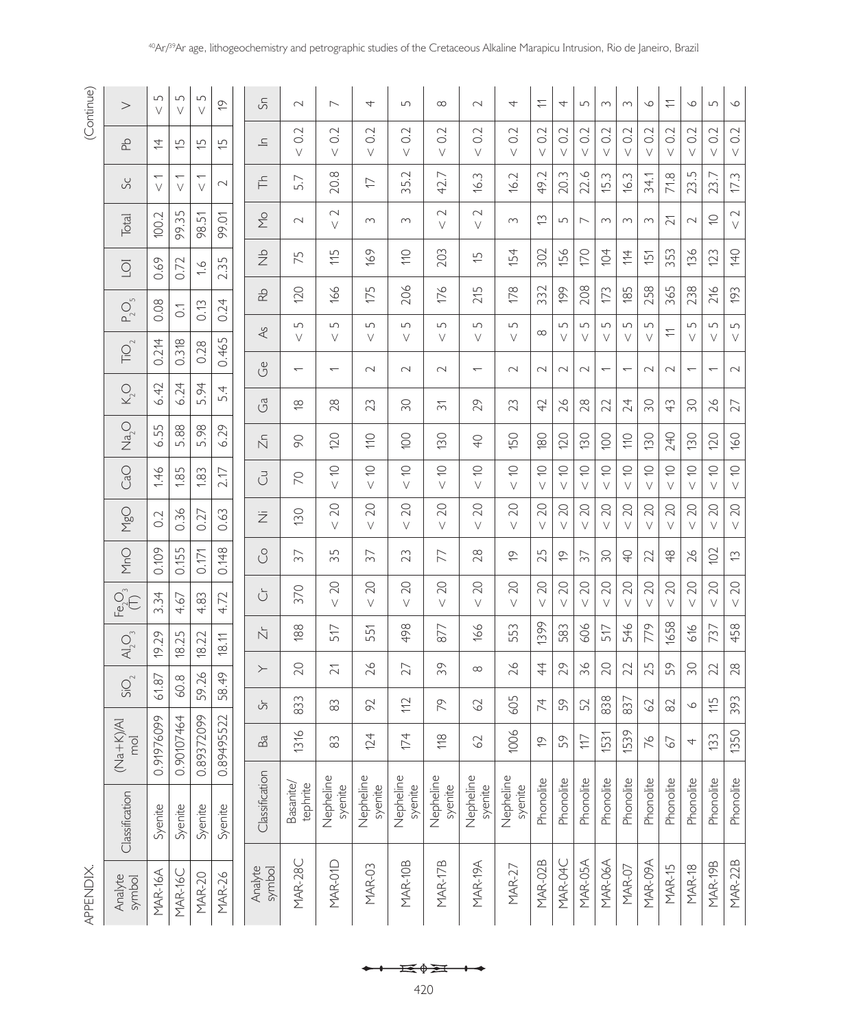APPENDIX.

(Continue)

| Analyte symbol | Classification | (Na+K)/Al mol | $SiO_2$ | $Al_2O_3$ | $Fe_2O_3$ (T) | MnO | MgO | CaO | $Na_2O$ | $K_2O$ | $TiO_2$ | $P_2O_5$ | LOI | Total | Sc | Pb | V |
|---|---|---|---|---|---|---|---|---|---|---|---|---|---|---|---|---|---|
| MAR-16A | Syenite | 0.91976099 | 61.87 | 19.29 | 3.34 | 0.109 | 0.2 | 1.46 | 6.55 | 6.42 | 0.214 | 0.08 | 0.69 | 100.2 | < 1 | 14 | < 5 |
| MAR-16C | Syenite | 0.90107464 | 60.8 | 18.25 | 4.67 | 0.155 | 0.36 | 1.85 | 5.88 | 6.24 | 0.318 | 0.1 | 0.72 | 99.35 | < 1 | 15 | < 5 |
| MAR-20 | Syenite | 0.89372099 | 59.26 | 18.22 | 4.83 | 0.171 | 0.27 | 1.83 | 5.98 | 5.94 | 0.28 | 0.13 | 1.6 | 98.51 | < 1 | 15 | < 5 |
| MAR-26 | Syenite | 0.89495522 | 58.49 | 18.11 | 4.72 | 0.148 | 0.63 | 2.17 | 6.29 | 5.4 | 0.465 | 0.24 | 2.35 | 99.01 | 2 | 15 | 19 |

| Analyte symbol | Classification | Ba | Sr | Y | Zr | Cr | Co | Ni | Cu | Zn | Ga | Ge | As | Rb | Nb | Mo | Th | In | Sn |
|---|---|---|---|---|---|---|---|---|---|---|---|---|---|---|---|---|---|---|---|
| MAR-28C | Basanite/tephrite | 1316 | 833 | 20 | 188 | 370 | 37 | 130 | 70 | 90 | 18 | 1 | < 5 | 120 | 75 | 2 | 5.7 | < 0.2 | 2 |
| MAR-01D | Nepheline syenite | 83 | 83 | 21 | 517 | < 20 | 35 | < 20 | < 10 | 120 | 28 | 1 | < 5 | 166 | 115 | < 2 | 20.8 | < 0.2 | 7 |
| MAR-03 | Nepheline syenite | 124 | 92 | 26 | 551 | < 20 | 37 | < 20 | < 10 | 110 | 23 | 2 | < 5 | 175 | 169 | 3 | 17 | < 0.2 | 4 |
| MAR-10B | Nepheline syenite | 174 | 112 | 27 | 498 | < 20 | 23 | < 20 | < 10 | 100 | 30 | 2 | < 5 | 206 | 110 | 3 | 35.2 | < 0.2 | 5 |
| MAR-17B | Nepheline syenite | 118 | 79 | 39 | 877 | < 20 | 77 | < 20 | < 10 | 130 | 31 | 2 | < 5 | 176 | 203 | < 2 | 42.7 | < 0.2 | 8 |
| MAR-19A | Nepheline syenite | 62 | 62 | 8 | 166 | < 20 | 28 | < 20 | < 10 | 40 | 29 | 1 | < 5 | 215 | 15 | < 2 | 16.3 | < 0.2 | 2 |
| MAR-27 | Nepheline syenite | 1006 | 605 | 26 | 553 | < 20 | 19 | < 20 | < 10 | 150 | 23 | 2 | < 5 | 178 | 154 | 3 | 16.2 | < 0.2 | 4 |
| MAR-02B | Phonolite | 19 | 74 | 44 | 1399 | < 20 | 25 | < 20 | < 10 | 180 | 42 | 2 | 8 | 332 | 302 | 13 | 49.2 | < 0.2 | 11 |
| MAR-04C | Phonolite | 59 | 59 | 29 | 583 | < 20 | 19 | < 20 | < 10 | 120 | 26 | 2 | < 5 | 199 | 156 | 5 | 20.3 | < 0.2 | 4 |
| MAR-05A | Phonolite | 117 | 52 | 36 | 606 | < 20 | 37 | < 20 | < 10 | 130 | 28 | 2 | < 5 | 208 | 170 | 7 | 22.6 | < 0.2 | 5 |
| MAR-06A | Phonolite | 1531 | 838 | 20 | 517 | < 20 | 30 | < 20 | < 10 | 100 | 22 | 1 | < 5 | 173 | 104 | 3 | 15.3 | < 0.2 | 3 |
| MAR-07 | Phonolite | 1539 | 837 | 22 | 546 | < 20 | 40 | < 20 | < 10 | 110 | 24 | 1 | < 5 | 185 | 114 | 3 | 16.3 | < 0.2 | 3 |
| MAR-09A | Phonolite | 76 | 62 | 25 | 779 | < 20 | 22 | < 20 | < 10 | 130 | 30 | 2 | < 5 | 258 | 151 | 3 | 34.1 | < 0.2 | 6 |
| MAR-15 | Phonolite | 67 | 82 | 59 | 1658 | < 20 | 48 | < 20 | < 10 | 240 | 43 | 2 | 11 | 365 | 353 | 21 | 71.8 | < 0.2 | 11 |
| MAR-18 | Phonolite | 4 | 6 | 30 | 616 | < 20 | 26 | < 20 | < 10 | 130 | 30 | 1 | < 5 | 238 | 136 | 2 | 23.5 | < 0.2 | 6 |
| MAR-19B | Phonolite | 133 | 115 | 22 | 737 | < 20 | 102 | < 20 | < 10 | 120 | 26 | 1 | < 5 | 216 | 123 | 10 | 23.7 | < 0.2 | 5 |
| MAR-22B | Phonolite | 1350 | 393 | 28 | 458 | < 20 | 13 | < 20 | < 10 | 160 | 27 | 2 | < 5 | 193 | 140 | < 2 | 17.3 | < 0.2 | 6 |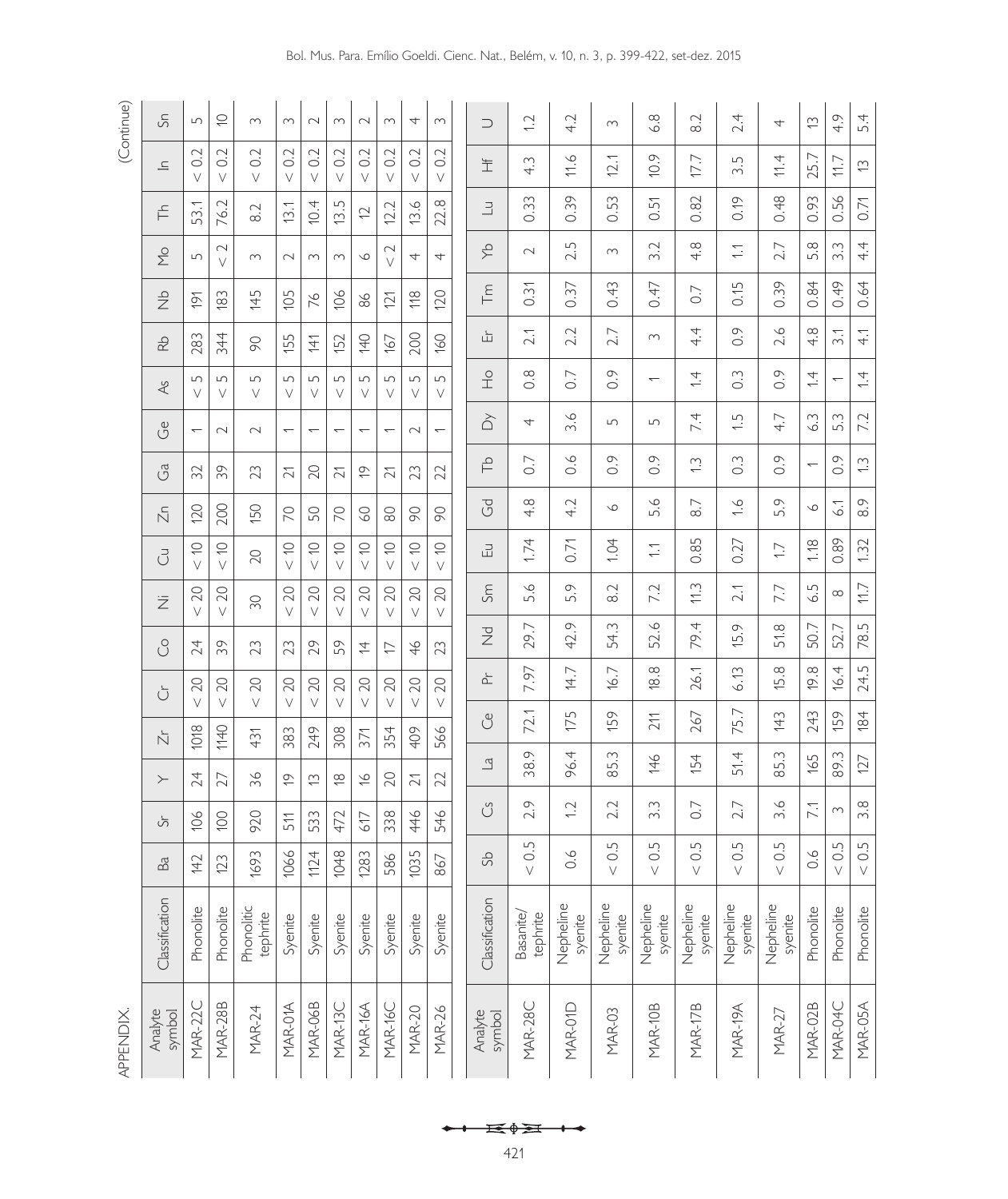APPENDIX. (Continue)

| Analyte symbol | Classification | Ba | Sr | Y | Zr | Cr | Co | Ni | Cu | Zn | Ga | Ge | As | Rb | Nb | Mo | Th | In | Sn |
|---|---|---|---|---|---|---|---|---|---|---|---|---|---|---|---|---|---|---|---|
| MAR-22C | Phonolite | 142 | 106 | 24 | 1018 | < 20 | 24 | < 20 | < 10 | 120 | 32 | 1 | < 5 | 283 | 191 | 5 | 53.1 | < 0.2 | 5 |
| MAR-28B | Phonolite | 123 | 100 | 27 | 1140 | < 20 | 39 | < 20 | < 10 | 200 | 39 | 2 | < 5 | 344 | 183 | < 2 | 76.2 | < 0.2 | 10 |
| MAR-24 | Phonolitic tephrite | 1693 | 920 | 36 | 431 | < 20 | 23 | 30 | 20 | 150 | 23 | 2 | < 5 | 90 | 145 | 3 | 8.2 | < 0.2 | 3 |
| MAR-01A | Syenite | 1066 | 511 | 19 | 383 | < 20 | 23 | < 20 | < 10 | 70 | 21 | 1 | < 5 | 155 | 105 | 2 | 13.1 | < 0.2 | 3 |
| MAR-06B | Syenite | 1124 | 533 | 13 | 249 | < 20 | 29 | < 20 | < 10 | 50 | 20 | 1 | < 5 | 141 | 76 | 3 | 10.4 | < 0.2 | 2 |
| MAR-13C | Syenite | 1048 | 472 | 18 | 308 | < 20 | 59 | < 20 | < 10 | 70 | 21 | 1 | < 5 | 152 | 106 | 3 | 13.5 | < 0.2 | 3 |
| MAR-16A | Syenite | 1283 | 617 | 16 | 371 | < 20 | 14 | < 20 | < 10 | 60 | 19 | 1 | < 5 | 140 | 86 | 6 | 12 | < 0.2 | 2 |
| MAR-16C | Syenite | 586 | 338 | 20 | 354 | < 20 | 17 | < 20 | < 10 | 80 | 21 | 1 | < 5 | 167 | 121 | < 2 | 12.2 | < 0.2 | 3 |
| MAR-20 | Syenite | 1035 | 446 | 21 | 409 | < 20 | 46 | < 20 | < 10 | 90 | 23 | 2 | < 5 | 200 | 118 | 4 | 13.6 | < 0.2 | 4 |
| MAR-26 | Syenite | 867 | 546 | 22 | 566 | < 20 | 23 | < 20 | < 10 | 90 | 22 | 1 | < 5 | 160 | 120 | 4 | 22.8 | < 0.2 | 3 |

| Analyte symbol | Classification | Sb | Cs | La | Ce | Pr | Nd | Sm | Eu | Gd | Tb | Dy | Ho | Er | Tm | Yb | Lu | Hf | U |
|---|---|---|---|---|---|---|---|---|---|---|---|---|---|---|---|---|---|---|---|
| MAR-28C | Basanite/ tephrite | < 0.5 | 2.9 | 38.9 | 72.1 | 7.97 | 29.7 | 5.6 | 1.74 | 4.8 | 0.7 | 4 | 0.8 | 2.1 | 0.31 | 2 | 0.33 | 4.3 | 1.2 |
| MAR-01D | Nepheline syenite | 0.6 | 1.2 | 96.4 | 175 | 14.7 | 42.9 | 5.9 | 0.71 | 4.2 | 0.6 | 3.6 | 0.7 | 2.2 | 0.37 | 2.5 | 0.39 | 11.6 | 4.2 |
| MAR-03 | Nepheline syenite | < 0.5 | 2.2 | 85.3 | 159 | 16.7 | 54.3 | 8.2 | 1.04 | 6 | 0.9 | 5 | 0.9 | 2.7 | 0.43 | 3 | 0.53 | 12.1 | 3 |
| MAR-10B | Nepheline syenite | < 0.5 | 3.3 | 146 | 211 | 18.8 | 52.6 | 7.2 | 1.1 | 5.6 | 0.9 | 5 | 1 | 3 | 0.47 | 3.2 | 0.51 | 10.9 | 6.8 |
| MAR-17B | Nepheline syenite | < 0.5 | 0.7 | 154 | 267 | 26.1 | 79.4 | 11.3 | 0.85 | 8.7 | 1.3 | 7.4 | 1.4 | 4.4 | 0.7 | 4.8 | 0.82 | 17.7 | 8.2 |
| MAR-19A | Nepheline syenite | < 0.5 | 2.7 | 51.4 | 75.7 | 6.13 | 15.9 | 2.1 | 0.27 | 1.6 | 0.3 | 1.5 | 0.3 | 0.9 | 0.15 | 1.1 | 0.19 | 3.5 | 2.4 |
| MAR-27 | Nepheline syenite | < 0.5 | 3.6 | 85.3 | 143 | 15.8 | 51.8 | 7.7 | 1.7 | 5.9 | 0.9 | 4.7 | 0.9 | 2.6 | 0.39 | 2.7 | 0.48 | 11.4 | 4 |
| MAR-02B | Phonolite | 0.6 | 7.1 | 165 | 243 | 19.8 | 50.7 | 6.5 | 1.18 | 6 | 1 | 6.3 | 1.4 | 4.8 | 0.84 | 5.8 | 0.93 | 25.7 | 13 |
| MAR-04C | Phonolite | < 0.5 | 3 | 89.3 | 159 | 16.4 | 52.7 | 8 | 0.89 | 6.1 | 0.9 | 5.3 | 1 | 3.1 | 0.49 | 3.3 | 0.56 | 11.7 | 4.9 |
| MAR-05A | Phonolite | < 0.5 | 3.8 | 127 | 184 | 24.5 | 78.5 | 11.7 | 1.32 | 8.9 | 1.3 | 7.2 | 1.4 | 4.1 | 0.64 | 4.4 | 0.71 | 13 | 5.4 |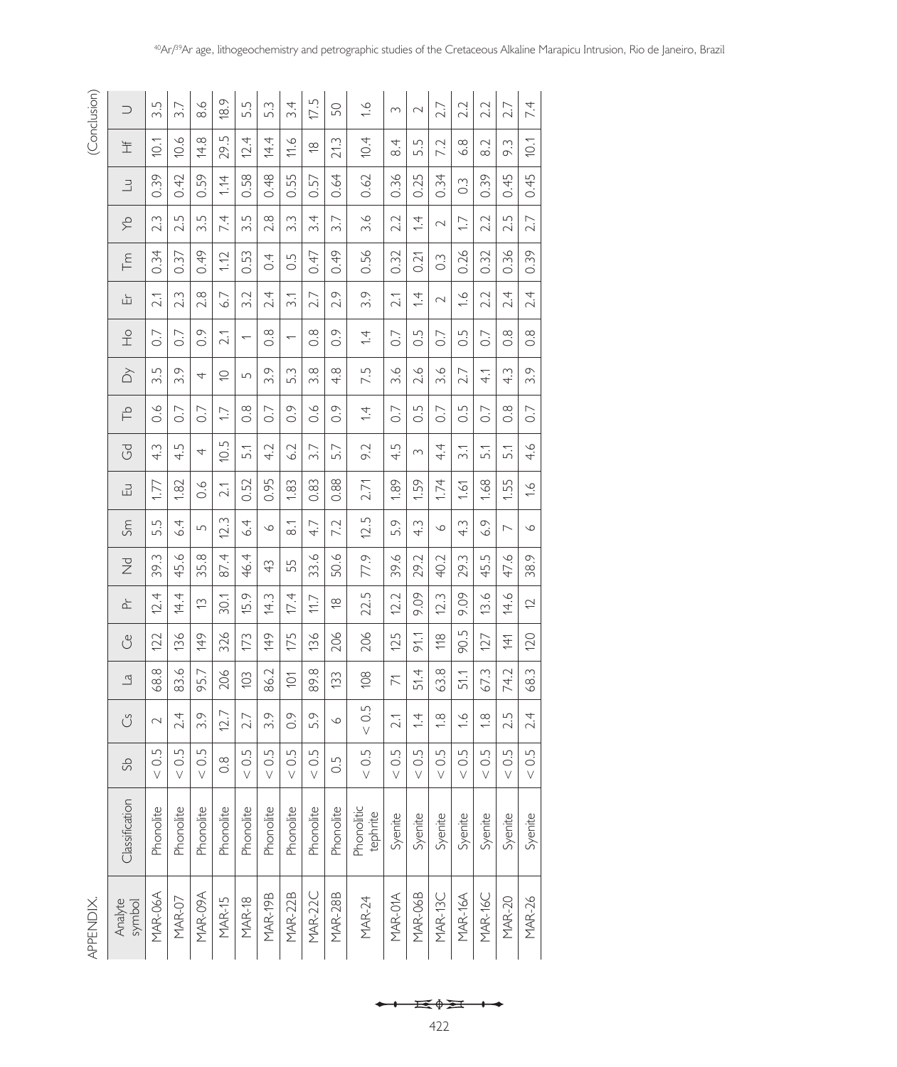APPENDIX.

(Conclusion)

| Analyte symbol | Classification | Sb | Cs | La | Ce | Pr | Nd | Sm | Eu | Gd | Tb | Dy | Ho | Er | Tm | Yb | Lu | Hf | U |
|---|---|---|---|---|---|---|---|---|---|---|---|---|---|---|---|---|---|---|---|
| MAR-06A | Phonolite | < 0.5 | 2 | 68.8 | 122 | 12.4 | 39.3 | 5.5 | 1.77 | 4.3 | 0.6 | 3.5 | 0.7 | 2.1 | 0.34 | 2.3 | 0.39 | 10.1 | 3.5 |
| MAR-07 | Phonolite | < 0.5 | 2.4 | 83.6 | 136 | 14.4 | 45.6 | 6.4 | 1.82 | 4.5 | 0.7 | 3.9 | 0.7 | 2.3 | 0.37 | 2.5 | 0.42 | 10.6 | 3.7 |
| MAR-09A | Phonolite | < 0.5 | 3.9 | 95.7 | 149 | 13 | 35.8 | 5 | 0.6 | 4 | 0.7 | 4 | 0.9 | 2.8 | 0.49 | 3.5 | 0.59 | 14.8 | 8.6 |
| MAR-15 | Phonolite | 0.8 | 12.7 | 206 | 326 | 30.1 | 87.4 | 12.3 | 2.1 | 10.5 | 1.7 | 10 | 2.1 | 6.7 | 1.12 | 7.4 | 1.14 | 29.5 | 18.9 |
| MAR-18 | Phonolite | < 0.5 | 2.7 | 103 | 173 | 15.9 | 46.4 | 6.4 | 0.52 | 5.1 | 0.8 | 5 | 1 | 3.2 | 0.53 | 3.5 | 0.58 | 12.4 | 5.5 |
| MAR-19B | Phonolite | < 0.5 | 3.9 | 86.2 | 149 | 14.3 | 43 | 6 | 0.95 | 4.2 | 0.7 | 3.9 | 0.8 | 2.4 | 0.4 | 2.8 | 0.48 | 14.4 | 5.3 |
| MAR-22B | Phonolite | < 0.5 | 0.9 | 101 | 175 | 17.4 | 55 | 8.1 | 1.83 | 6.2 | 0.9 | 5.3 | 1 | 3.1 | 0.5 | 3.3 | 0.55 | 11.6 | 3.4 |
| MAR-22C | Phonolite | < 0.5 | 5.9 | 89.8 | 136 | 11.7 | 33.6 | 4.7 | 0.83 | 3.7 | 0.6 | 3.8 | 0.8 | 2.7 | 0.47 | 3.4 | 0.57 | 18 | 17.5 |
| MAR-28B | Phonolite | 0.5 | 6 | 133 | 206 | 18 | 50.6 | 7.2 | 0.88 | 5.7 | 0.9 | 4.8 | 0.9 | 2.9 | 0.49 | 3.7 | 0.64 | 21.3 | 50 |
| MAR-24 | Phonolitic tephrite | < 0.5 | < 0.5 | 108 | 206 | 22.5 | 77.9 | 12.5 | 2.71 | 9.2 | 1.4 | 7.5 | 1.4 | 3.9 | 0.56 | 3.6 | 0.62 | 10.4 | 1.6 |
| MAR-01A | Syenite | < 0.5 | 2.1 | 71 | 125 | 12.2 | 39.6 | 5.9 | 1.89 | 4.5 | 0.7 | 3.6 | 0.7 | 2.1 | 0.32 | 2.2 | 0.36 | 8.4 | 3 |
| MAR-06B | Syenite | < 0.5 | 1.4 | 51.4 | 91.1 | 9.09 | 29.2 | 4.3 | 1.59 | 3 | 0.5 | 2.6 | 0.5 | 1.4 | 0.21 | 1.4 | 0.25 | 5.5 | 2 |
| MAR-13C | Syenite | < 0.5 | 1.8 | 63.8 | 118 | 12.3 | 40.2 | 6 | 1.74 | 4.4 | 0.7 | 3.6 | 0.7 | 2 | 0.3 | 2 | 0.34 | 7.2 | 2.7 |
| MAR-16A | Syenite | < 0.5 | 1.6 | 51.1 | 90.5 | 9.09 | 29.3 | 4.3 | 1.61 | 3.1 | 0.5 | 2.7 | 0.5 | 1.6 | 0.26 | 1.7 | 0.3 | 6.8 | 2.2 |
| MAR-16C | Syenite | < 0.5 | 1.8 | 67.3 | 127 | 13.6 | 45.5 | 6.9 | 1.68 | 5.1 | 0.7 | 4.1 | 0.7 | 2.2 | 0.32 | 2.2 | 0.39 | 8.2 | 2.2 |
| MAR-20 | Syenite | < 0.5 | 2.5 | 74.2 | 141 | 14.6 | 47.6 | 7 | 1.55 | 5.1 | 0.8 | 4.3 | 0.8 | 2.4 | 0.36 | 2.5 | 0.45 | 9.3 | 2.7 |
| MAR-26 | Syenite | < 0.5 | 2.4 | 68.3 | 120 | 12 | 38.9 | 6 | 1.6 | 4.6 | 0.7 | 3.9 | 0.8 | 2.4 | 0.39 | 2.7 | 0.45 | 10.1 | 7.4 |